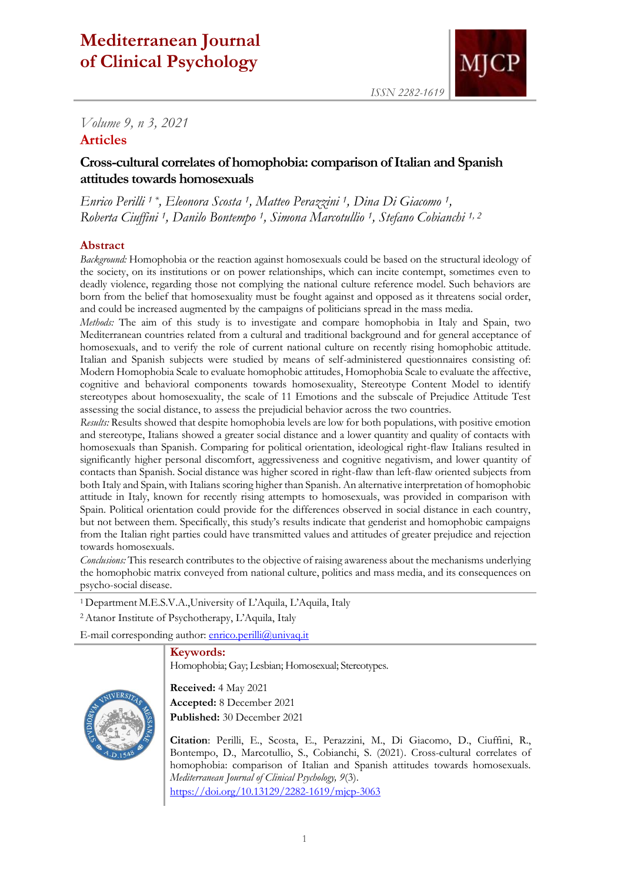# Mediterranean Journal of Clinical Psychology

ISSN 2282-1619

*Volume 9, n 3, 2021*

## Articles

## Cross-cultural correlates of homophobia: comparison of Italian and Spanish attitudes towards homosexuals

*Enrico Perilli [1 *], Eleonora Scosta [1], Matteo Perazzini [1], Dina Di Giacomo [1], Roberta Ciuffini [1], Danilo Bontempo [1], Simona Marcotullio [1], Stefano Cobianchi [1, 2]*

### Abstract

*Background:* Homophobia or the reaction against homosexuals could be based on the structural ideology of the society, on its institutions or on power relationships, which can incite contempt, sometimes even to deadly violence, regarding those not complying the national culture reference model. Such behaviors are born from the belief that homosexuality must be fought against and opposed as it threatens social order, and could be increased augmented by the campaigns of politicians spread in the mass media.

*Methods:* The aim of this study is to investigate and compare homophobia in Italy and Spain, two Mediterranean countries related from a cultural and traditional background and for general acceptance of homosexuals, and to verify the role of current national culture on recently rising homophobic attitude. Italian and Spanish subjects were studied by means of self-administered questionnaires consisting of: Modern Homophobia Scale to evaluate homophobic attitudes, Homophobia Scale to evaluate the affective, cognitive and behavioral components towards homosexuality, Stereotype Content Model to identify stereotypes about homosexuality, the scale of 11 Emotions and the subscale of Prejudice Attitude Test assessing the social distance, to assess the prejudicial behavior across the two countries.

*Results:* Results showed that despite homophobia levels are low for both populations, with positive emotion and stereotype, Italians showed a greater social distance and a lower quantity and quality of contacts with homosexuals than Spanish. Comparing for political orientation, ideological right-flaw Italians resulted in significantly higher personal discomfort, aggressiveness and cognitive negativism, and lower quantity of contacts than Spanish. Social distance was higher scored in right-flaw than left-flaw oriented subjects from both Italy and Spain, with Italians scoring higher than Spanish. An alternative interpretation of homophobic attitude in Italy, known for recently rising attempts to homosexuals, was provided in comparison with Spain. Political orientation could provide for the differences observed in social distance in each country, but not between them. Specifically, this study's results indicate that genderist and homophobic campaigns from the Italian right parties could have transmitted values and attitudes of greater prejudice and rejection towards homosexuals.

*Conclusions:* This research contributes to the objective of raising awareness about the mechanisms underlying the homophobic matrix conveyed from national culture, politics and mass media, and its consequences on psycho-social disease.

[1] Department M.E.S.V.A.,University of L'Aquila, L'Aquila, Italy

[2] Atanor Institute of Psychotherapy, L'Aquila, Italy

E-mail corresponding author: enrico.perilli@univaq.it

**Keywords:**
Homophobia; Gay; Lesbian; Homosexual; Stereotypes.

**Received:** 4 May 2021
**Accepted:** 8 December 2021
**Published:** 30 December 2021

**Citation**: Perilli, E., Scosta, E., Perazzini, M., Di Giacomo, D., Ciuffini, R., Bontempo, D., Marcotullio, S., Cobianchi, S. (2021). Cross-cultural correlates of homophobia: comparison of Italian and Spanish attitudes towards homosexuals. *Mediterranean Journal of Clinical Psychology, 9*(3).
https://doi.org/10.13129/2282-1619/mjcp-3063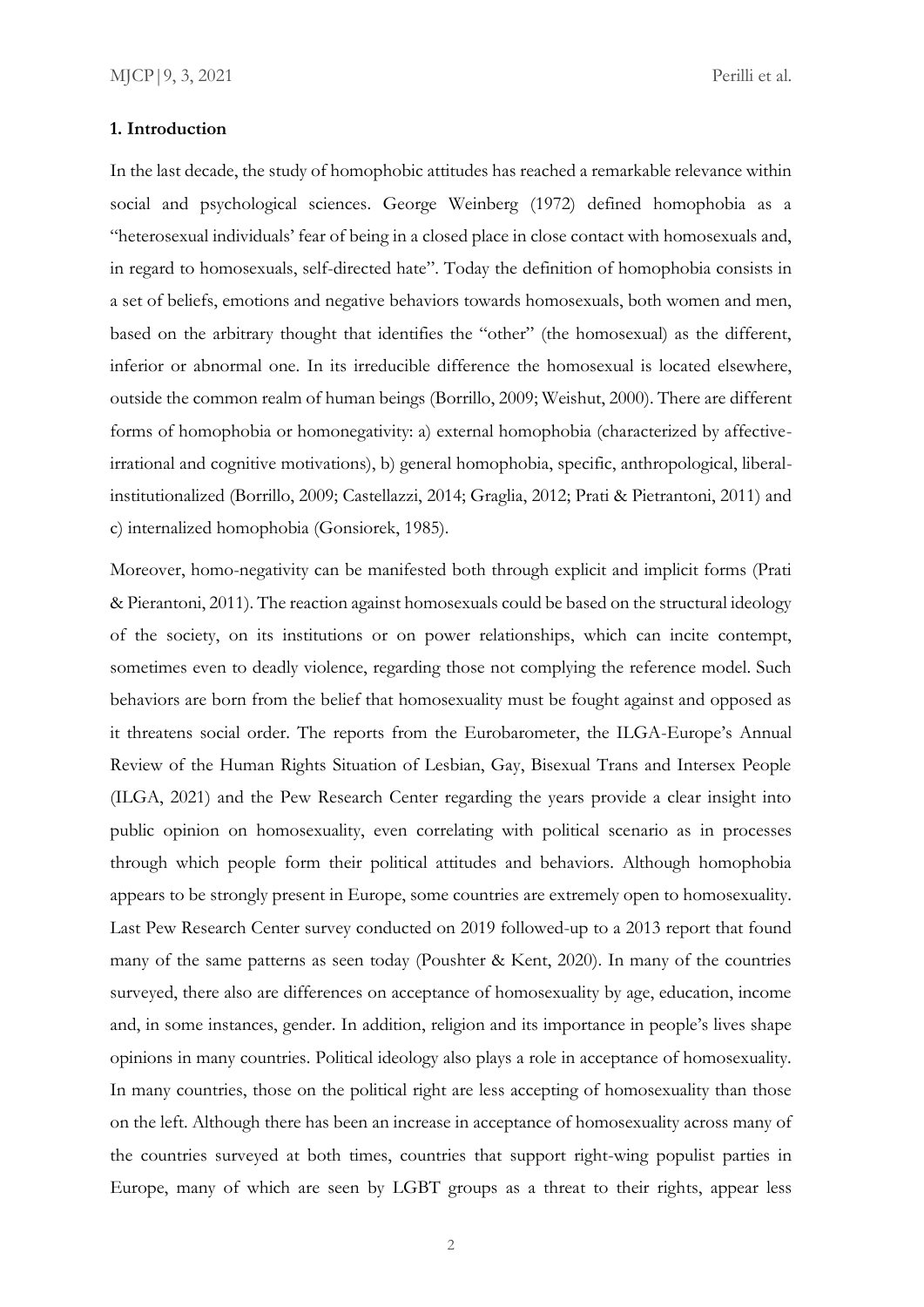## 1. Introduction

In the last decade, the study of homophobic attitudes has reached a remarkable relevance within social and psychological sciences. George Weinberg (1972) defined homophobia as a "heterosexual individuals' fear of being in a closed place in close contact with homosexuals and, in regard to homosexuals, self-directed hate". Today the definition of homophobia consists in a set of beliefs, emotions and negative behaviors towards homosexuals, both women and men, based on the arbitrary thought that identifies the "other" (the homosexual) as the different, inferior or abnormal one. In its irreducible difference the homosexual is located elsewhere, outside the common realm of human beings (Borrillo, 2009; Weishut, 2000). There are different forms of homophobia or homonegativity: a) external homophobia (characterized by affective-irrational and cognitive motivations), b) general homophobia, specific, anthropological, liberal-institutionalized (Borrillo, 2009; Castellazzi, 2014; Graglia, 2012; Prati & Pietrantoni, 2011) and c) internalized homophobia (Gonsiorek, 1985).

Moreover, homo-negativity can be manifested both through explicit and implicit forms (Prati & Pierantoni, 2011). The reaction against homosexuals could be based on the structural ideology of the society, on its institutions or on power relationships, which can incite contempt, sometimes even to deadly violence, regarding those not complying the reference model. Such behaviors are born from the belief that homosexuality must be fought against and opposed as it threatens social order. The reports from the Eurobarometer, the ILGA-Europe's Annual Review of the Human Rights Situation of Lesbian, Gay, Bisexual Trans and Intersex People (ILGA, 2021) and the Pew Research Center regarding the years provide a clear insight into public opinion on homosexuality, even correlating with political scenario as in processes through which people form their political attitudes and behaviors. Although homophobia appears to be strongly present in Europe, some countries are extremely open to homosexuality. Last Pew Research Center survey conducted on 2019 followed-up to a 2013 report that found many of the same patterns as seen today (Poushter & Kent, 2020). In many of the countries surveyed, there also are differences on acceptance of homosexuality by age, education, income and, in some instances, gender. In addition, religion and its importance in people's lives shape opinions in many countries. Political ideology also plays a role in acceptance of homosexuality. In many countries, those on the political right are less accepting of homosexuality than those on the left. Although there has been an increase in acceptance of homosexuality across many of the countries surveyed at both times, countries that support right-wing populist parties in Europe, many of which are seen by LGBT groups as a threat to their rights, appear less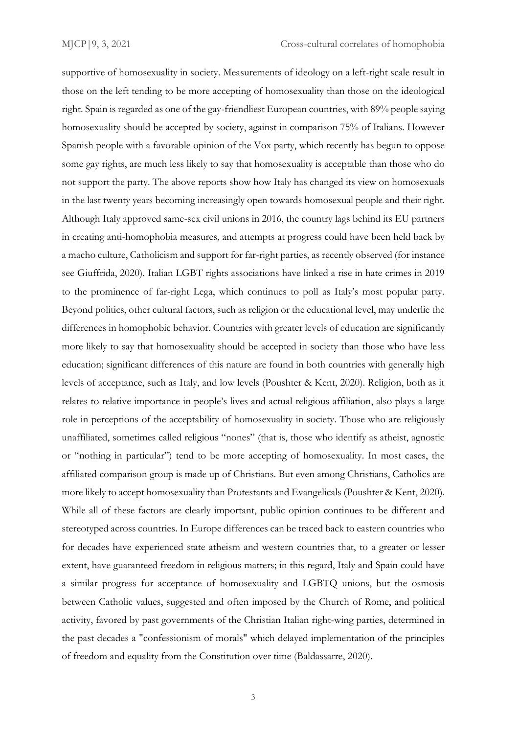supportive of homosexuality in society. Measurements of ideology on a left-right scale result in those on the left tending to be more accepting of homosexuality than those on the ideological right. Spain is regarded as one of the gay-friendliest European countries, with 89% people saying homosexuality should be accepted by society, against in comparison 75% of Italians. However Spanish people with a favorable opinion of the Vox party, which recently has begun to oppose some gay rights, are much less likely to say that homosexuality is acceptable than those who do not support the party. The above reports show how Italy has changed its view on homosexuals in the last twenty years becoming increasingly open towards homosexual people and their right. Although Italy approved same-sex civil unions in 2016, the country lags behind its EU partners in creating anti-homophobia measures, and attempts at progress could have been held back by a macho culture, Catholicism and support for far-right parties, as recently observed (for instance see Giuffrida, 2020). Italian LGBT rights associations have linked a rise in hate crimes in 2019 to the prominence of far-right Lega, which continues to poll as Italy's most popular party. Beyond politics, other cultural factors, such as religion or the educational level, may underlie the differences in homophobic behavior. Countries with greater levels of education are significantly more likely to say that homosexuality should be accepted in society than those who have less education; significant differences of this nature are found in both countries with generally high levels of acceptance, such as Italy, and low levels (Poushter & Kent, 2020). Religion, both as it relates to relative importance in people's lives and actual religious affiliation, also plays a large role in perceptions of the acceptability of homosexuality in society. Those who are religiously unaffiliated, sometimes called religious "nones" (that is, those who identify as atheist, agnostic or "nothing in particular") tend to be more accepting of homosexuality. In most cases, the affiliated comparison group is made up of Christians. But even among Christians, Catholics are more likely to accept homosexuality than Protestants and Evangelicals (Poushter & Kent, 2020). While all of these factors are clearly important, public opinion continues to be different and stereotyped across countries. In Europe differences can be traced back to eastern countries who for decades have experienced state atheism and western countries that, to a greater or lesser extent, have guaranteed freedom in religious matters; in this regard, Italy and Spain could have a similar progress for acceptance of homosexuality and LGBTQ unions, but the osmosis between Catholic values, suggested and often imposed by the Church of Rome, and political activity, favored by past governments of the Christian Italian right-wing parties, determined in the past decades a "confessionism of morals" which delayed implementation of the principles of freedom and equality from the Constitution over time (Baldassarre, 2020).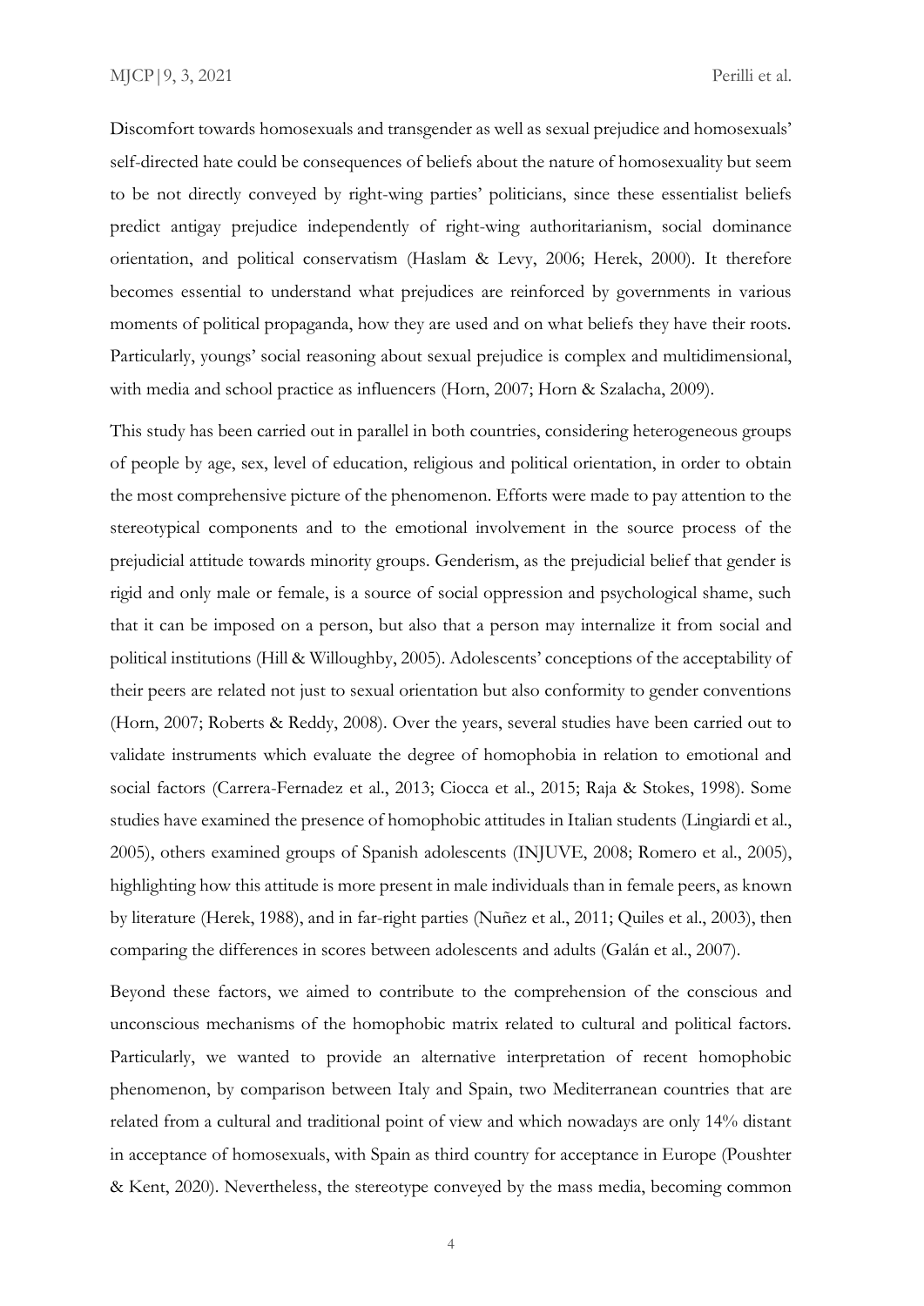Discomfort towards homosexuals and transgender as well as sexual prejudice and homosexuals' self-directed hate could be consequences of beliefs about the nature of homosexuality but seem to be not directly conveyed by right-wing parties' politicians, since these essentialist beliefs predict antigay prejudice independently of right-wing authoritarianism, social dominance orientation, and political conservatism (Haslam & Levy, 2006; Herek, 2000). It therefore becomes essential to understand what prejudices are reinforced by governments in various moments of political propaganda, how they are used and on what beliefs they have their roots. Particularly, youngs' social reasoning about sexual prejudice is complex and multidimensional, with media and school practice as influencers (Horn, 2007; Horn & Szalacha, 2009).

This study has been carried out in parallel in both countries, considering heterogeneous groups of people by age, sex, level of education, religious and political orientation, in order to obtain the most comprehensive picture of the phenomenon. Efforts were made to pay attention to the stereotypical components and to the emotional involvement in the source process of the prejudicial attitude towards minority groups. Genderism, as the prejudicial belief that gender is rigid and only male or female, is a source of social oppression and psychological shame, such that it can be imposed on a person, but also that a person may internalize it from social and political institutions (Hill & Willoughby, 2005). Adolescents' conceptions of the acceptability of their peers are related not just to sexual orientation but also conformity to gender conventions (Horn, 2007; Roberts & Reddy, 2008). Over the years, several studies have been carried out to validate instruments which evaluate the degree of homophobia in relation to emotional and social factors (Carrera-Fernadez et al., 2013; Ciocca et al., 2015; Raja & Stokes, 1998). Some studies have examined the presence of homophobic attitudes in Italian students (Lingiardi et al., 2005), others examined groups of Spanish adolescents (INJUVE, 2008; Romero et al., 2005), highlighting how this attitude is more present in male individuals than in female peers, as known by literature (Herek, 1988), and in far-right parties (Nuñez et al., 2011; Quiles et al., 2003), then comparing the differences in scores between adolescents and adults (Galán et al., 2007).

Beyond these factors, we aimed to contribute to the comprehension of the conscious and unconscious mechanisms of the homophobic matrix related to cultural and political factors. Particularly, we wanted to provide an alternative interpretation of recent homophobic phenomenon, by comparison between Italy and Spain, two Mediterranean countries that are related from a cultural and traditional point of view and which nowadays are only 14% distant in acceptance of homosexuals, with Spain as third country for acceptance in Europe (Poushter & Kent, 2020). Nevertheless, the stereotype conveyed by the mass media, becoming common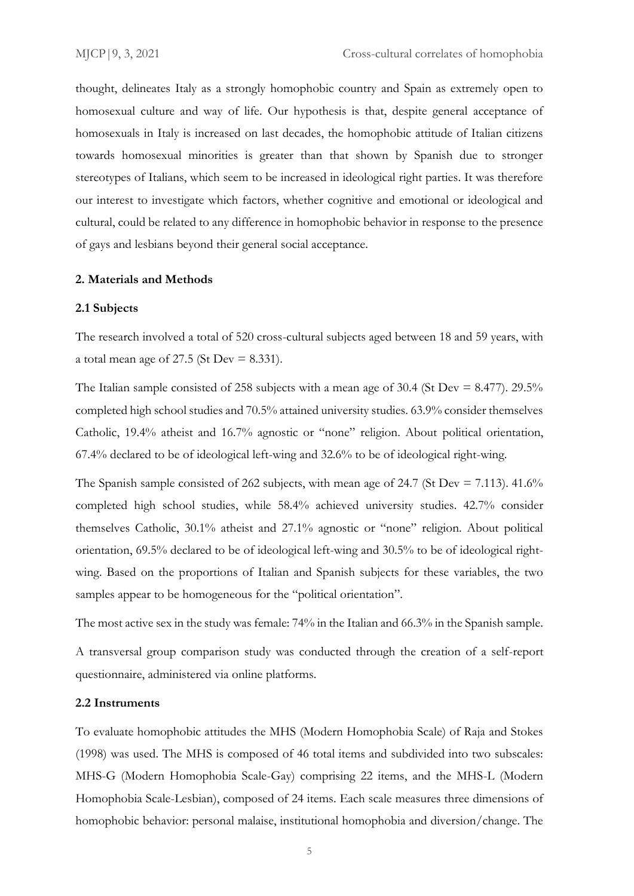thought, delineates Italy as a strongly homophobic country and Spain as extremely open to homosexual culture and way of life. Our hypothesis is that, despite general acceptance of homosexuals in Italy is increased on last decades, the homophobic attitude of Italian citizens towards homosexual minorities is greater than that shown by Spanish due to stronger stereotypes of Italians, which seem to be increased in ideological right parties. It was therefore our interest to investigate which factors, whether cognitive and emotional or ideological and cultural, could be related to any difference in homophobic behavior in response to the presence of gays and lesbians beyond their general social acceptance.

## 2. Materials and Methods

### 2.1 Subjects

The research involved a total of 520 cross-cultural subjects aged between 18 and 59 years, with a total mean age of 27.5 (St Dev = 8.331).

The Italian sample consisted of 258 subjects with a mean age of 30.4 (St Dev = 8.477). 29.5% completed high school studies and 70.5% attained university studies. 63.9% consider themselves Catholic, 19.4% atheist and 16.7% agnostic or "none" religion. About political orientation, 67.4% declared to be of ideological left-wing and 32.6% to be of ideological right-wing.

The Spanish sample consisted of 262 subjects, with mean age of 24.7 (St Dev = 7.113). 41.6% completed high school studies, while 58.4% achieved university studies. 42.7% consider themselves Catholic, 30.1% atheist and 27.1% agnostic or "none" religion. About political orientation, 69.5% declared to be of ideological left-wing and 30.5% to be of ideological right-wing. Based on the proportions of Italian and Spanish subjects for these variables, the two samples appear to be homogeneous for the "political orientation".

The most active sex in the study was female: 74% in the Italian and 66.3% in the Spanish sample.

A transversal group comparison study was conducted through the creation of a self-report questionnaire, administered via online platforms.

### 2.2 Instruments

To evaluate homophobic attitudes the MHS (Modern Homophobia Scale) of Raja and Stokes (1998) was used. The MHS is composed of 46 total items and subdivided into two subscales: MHS-G (Modern Homophobia Scale-Gay) comprising 22 items, and the MHS-L (Modern Homophobia Scale-Lesbian), composed of 24 items. Each scale measures three dimensions of homophobic behavior: personal malaise, institutional homophobia and diversion/change. The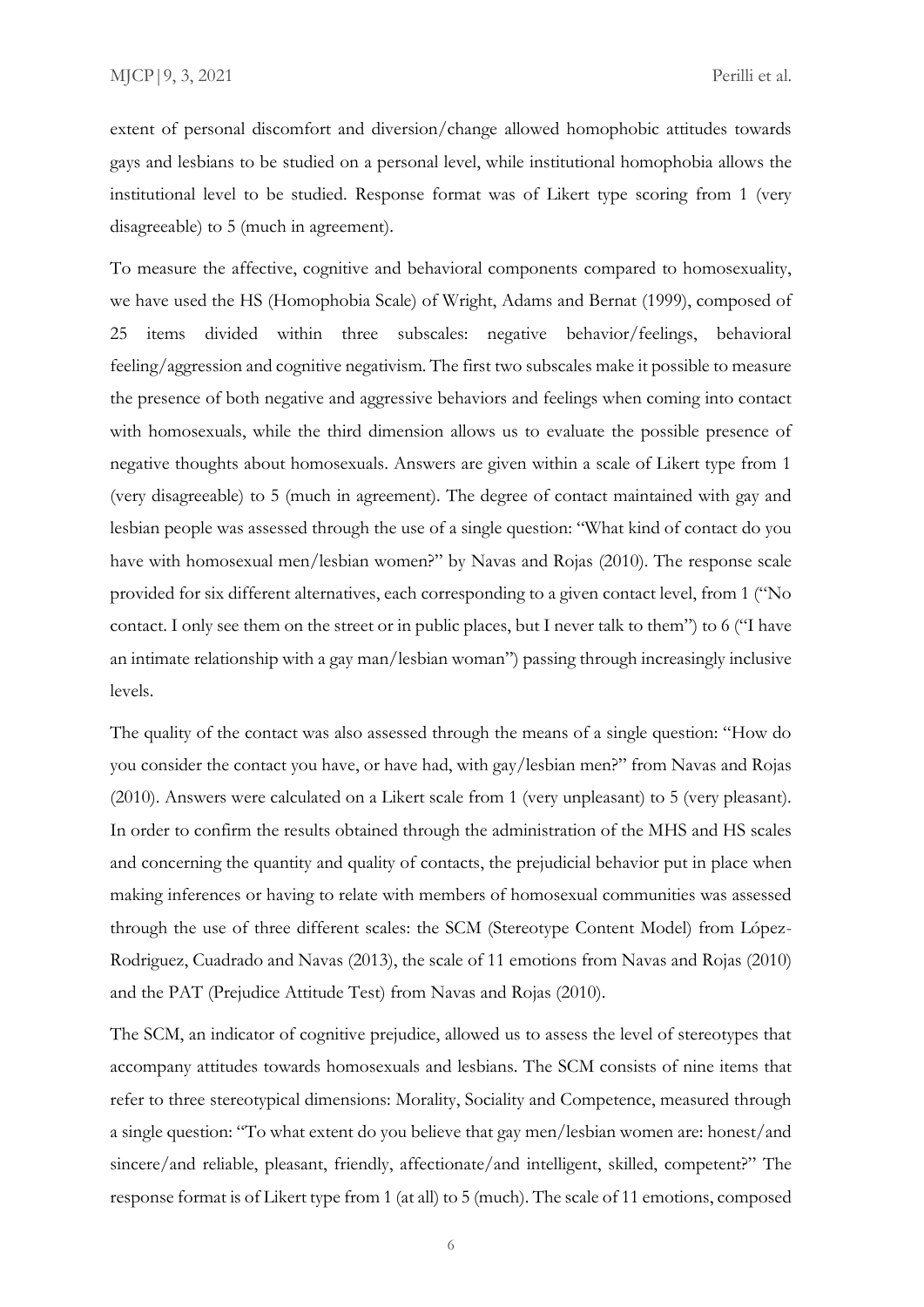extent of personal discomfort and diversion/change allowed homophobic attitudes towards gays and lesbians to be studied on a personal level, while institutional homophobia allows the institutional level to be studied. Response format was of Likert type scoring from 1 (very disagreeable) to 5 (much in agreement).

To measure the affective, cognitive and behavioral components compared to homosexuality, we have used the HS (Homophobia Scale) of Wright, Adams and Bernat (1999), composed of 25 items divided within three subscales: negative behavior/feelings, behavioral feeling/aggression and cognitive negativism. The first two subscales make it possible to measure the presence of both negative and aggressive behaviors and feelings when coming into contact with homosexuals, while the third dimension allows us to evaluate the possible presence of negative thoughts about homosexuals. Answers are given within a scale of Likert type from 1 (very disagreeable) to 5 (much in agreement). The degree of contact maintained with gay and lesbian people was assessed through the use of a single question: "What kind of contact do you have with homosexual men/lesbian women?" by Navas and Rojas (2010). The response scale provided for six different alternatives, each corresponding to a given contact level, from 1 ("No contact. I only see them on the street or in public places, but I never talk to them") to 6 ("I have an intimate relationship with a gay man/lesbian woman") passing through increasingly inclusive levels.

The quality of the contact was also assessed through the means of a single question: "How do you consider the contact you have, or have had, with gay/lesbian men?" from Navas and Rojas (2010). Answers were calculated on a Likert scale from 1 (very unpleasant) to 5 (very pleasant). In order to confirm the results obtained through the administration of the MHS and HS scales and concerning the quantity and quality of contacts, the prejudicial behavior put in place when making inferences or having to relate with members of homosexual communities was assessed through the use of three different scales: the SCM (Stereotype Content Model) from López-Rodriguez, Cuadrado and Navas (2013), the scale of 11 emotions from Navas and Rojas (2010) and the PAT (Prejudice Attitude Test) from Navas and Rojas (2010).

The SCM, an indicator of cognitive prejudice, allowed us to assess the level of stereotypes that accompany attitudes towards homosexuals and lesbians. The SCM consists of nine items that refer to three stereotypical dimensions: Morality, Sociality and Competence, measured through a single question: "To what extent do you believe that gay men/lesbian women are: honest/and sincere/and reliable, pleasant, friendly, affectionate/and intelligent, skilled, competent?" The response format is of Likert type from 1 (at all) to 5 (much). The scale of 11 emotions, composed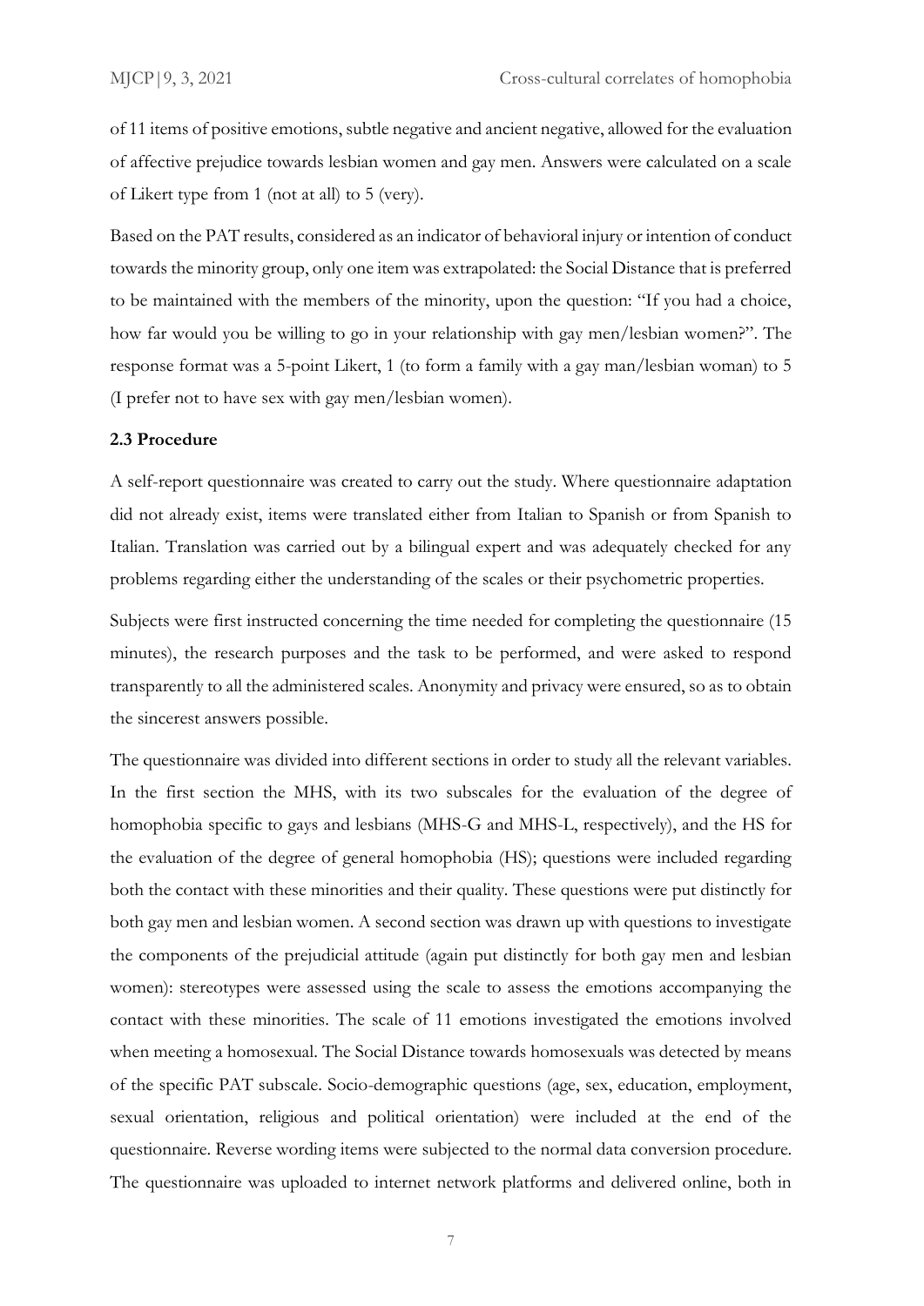of 11 items of positive emotions, subtle negative and ancient negative, allowed for the evaluation of affective prejudice towards lesbian women and gay men. Answers were calculated on a scale of Likert type from 1 (not at all) to 5 (very).

Based on the PAT results, considered as an indicator of behavioral injury or intention of conduct towards the minority group, only one item was extrapolated: the Social Distance that is preferred to be maintained with the members of the minority, upon the question: "If you had a choice, how far would you be willing to go in your relationship with gay men/lesbian women?". The response format was a 5-point Likert, 1 (to form a family with a gay man/lesbian woman) to 5 (I prefer not to have sex with gay men/lesbian women).

### 2.3 Procedure

A self-report questionnaire was created to carry out the study. Where questionnaire adaptation did not already exist, items were translated either from Italian to Spanish or from Spanish to Italian. Translation was carried out by a bilingual expert and was adequately checked for any problems regarding either the understanding of the scales or their psychometric properties.

Subjects were first instructed concerning the time needed for completing the questionnaire (15 minutes), the research purposes and the task to be performed, and were asked to respond transparently to all the administered scales. Anonymity and privacy were ensured, so as to obtain the sincerest answers possible.

The questionnaire was divided into different sections in order to study all the relevant variables. In the first section the MHS, with its two subscales for the evaluation of the degree of homophobia specific to gays and lesbians (MHS-G and MHS-L, respectively), and the HS for the evaluation of the degree of general homophobia (HS); questions were included regarding both the contact with these minorities and their quality. These questions were put distinctly for both gay men and lesbian women. A second section was drawn up with questions to investigate the components of the prejudicial attitude (again put distinctly for both gay men and lesbian women): stereotypes were assessed using the scale to assess the emotions accompanying the contact with these minorities. The scale of 11 emotions investigated the emotions involved when meeting a homosexual. The Social Distance towards homosexuals was detected by means of the specific PAT subscale. Socio-demographic questions (age, sex, education, employment, sexual orientation, religious and political orientation) were included at the end of the questionnaire. Reverse wording items were subjected to the normal data conversion procedure. The questionnaire was uploaded to internet network platforms and delivered online, both in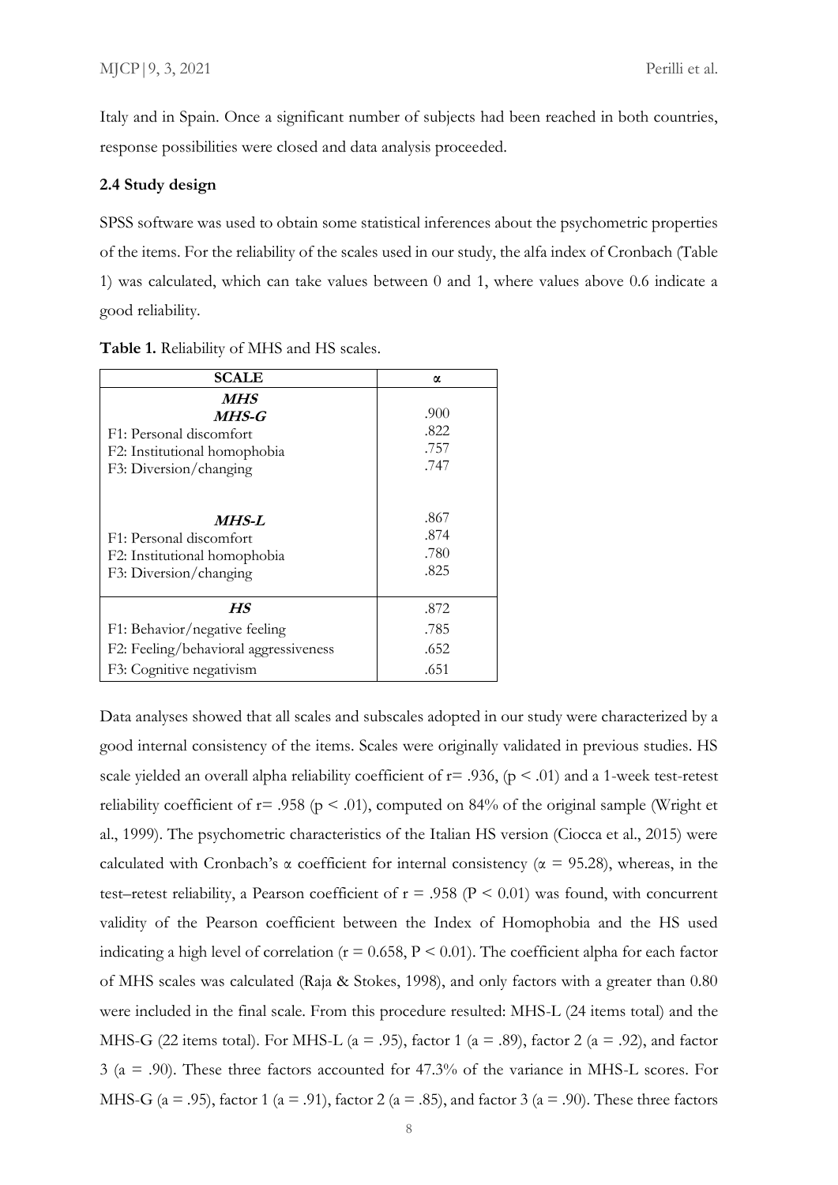Italy and in Spain. Once a significant number of subjects had been reached in both countries, response possibilities were closed and data analysis proceeded.

### 2.4 Study design

SPSS software was used to obtain some statistical inferences about the psychometric properties of the items. For the reliability of the scales used in our study, the alfa index of Cronbach (Table 1) was calculated, which can take values between 0 and 1, where values above 0.6 indicate a good reliability.

**Table 1.** Reliability of MHS and HS scales.

| SCALE | α |
|---|---|
| ***MHS*** | |
| ***MHS-G*** | .900 |
| F1: Personal discomfort | .822 |
| F2: Institutional homophobia | .757 |
| F3: Diversion/changing | .747 |
| ***MHS-L*** | .867 |
| F1: Personal discomfort | .874 |
| F2: Institutional homophobia | .780 |
| F3: Diversion/changing | .825 |
| ***HS*** | .872 |
| F1: Behavior/negative feeling | .785 |
| F2: Feeling/behavioral aggressiveness | .652 |
| F3: Cognitive negativism | .651 |

Data analyses showed that all scales and subscales adopted in our study were characterized by a good internal consistency of the items. Scales were originally validated in previous studies. HS scale yielded an overall alpha reliability coefficient of r= .936, ($p < .01$) and a 1-week test-retest reliability coefficient of r= .958 ($p < .01$), computed on 84% of the original sample (Wright et al., 1999). The psychometric characteristics of the Italian HS version (Ciocca et al., 2015) were calculated with Cronbach's α coefficient for internal consistency (α = 95.28), whereas, in the test–retest reliability, a Pearson coefficient of r = .958 ($P < 0.01$) was found, with concurrent validity of the Pearson coefficient between the Index of Homophobia and the HS used indicating a high level of correlation (r = 0.658, $P < 0.01$). The coefficient alpha for each factor of MHS scales was calculated (Raja & Stokes, 1998), and only factors with a greater than 0.80 were included in the final scale. From this procedure resulted: MHS-L (24 items total) and the MHS-G (22 items total). For MHS-L (a = .95), factor 1 (a = .89), factor 2 (a = .92), and factor 3 (a = .90). These three factors accounted for 47.3% of the variance in MHS-L scores. For MHS-G (a = .95), factor 1 (a = .91), factor 2 (a = .85), and factor 3 (a = .90). These three factors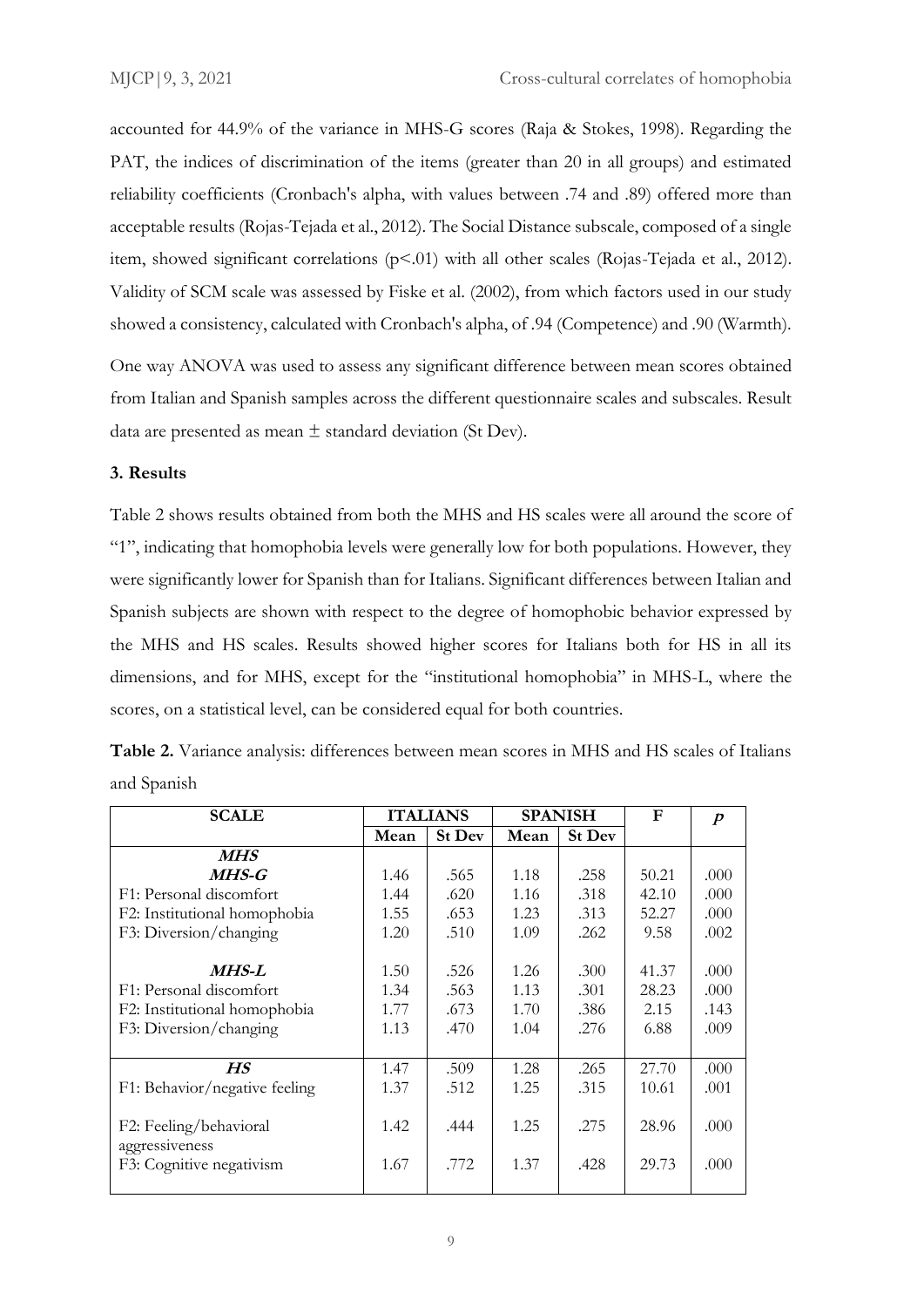accounted for 44.9% of the variance in MHS-G scores (Raja & Stokes, 1998). Regarding the PAT, the indices of discrimination of the items (greater than 20 in all groups) and estimated reliability coefficients (Cronbach's alpha, with values between .74 and .89) offered more than acceptable results (Rojas-Tejada et al., 2012). The Social Distance subscale, composed of a single item, showed significant correlations ($p<.01$) with all other scales (Rojas-Tejada et al., 2012). Validity of SCM scale was assessed by Fiske et al. (2002), from which factors used in our study showed a consistency, calculated with Cronbach's alpha, of .94 (Competence) and .90 (Warmth).

One way ANOVA was used to assess any significant difference between mean scores obtained from Italian and Spanish samples across the different questionnaire scales and subscales. Result data are presented as mean ± standard deviation (St Dev).

### 3. Results

Table 2 shows results obtained from both the MHS and HS scales were all around the score of "1", indicating that homophobia levels were generally low for both populations. However, they were significantly lower for Spanish than for Italians. Significant differences between Italian and Spanish subjects are shown with respect to the degree of homophobic behavior expressed by the MHS and HS scales. Results showed higher scores for Italians both for HS in all its dimensions, and for MHS, except for the "institutional homophobia" in MHS-L, where the scores, on a statistical level, can be considered equal for both countries.

**Table 2.** Variance analysis: differences between mean scores in MHS and HS scales of Italians and Spanish

| SCALE | ITALIANS | | SPANISH | | F | *p* |
|---|---|---|---|---|---|---|
| | Mean | St Dev | Mean | St Dev | | |
| ***MHS*** | | | | | | |
| ***MHS-G*** | 1.46 | .565 | 1.18 | .258 | 50.21 | .000 |
| F1: Personal discomfort | 1.44 | .620 | 1.16 | .318 | 42.10 | .000 |
| F2: Institutional homophobia | 1.55 | .653 | 1.23 | .313 | 52.27 | .000 |
| F3: Diversion/changing | 1.20 | .510 | 1.09 | .262 | 9.58 | .002 |
| ***MHS-L*** | 1.50 | .526 | 1.26 | .300 | 41.37 | .000 |
| F1: Personal discomfort | 1.34 | .563 | 1.13 | .301 | 28.23 | .000 |
| F2: Institutional homophobia | 1.77 | .673 | 1.70 | .386 | 2.15 | .143 |
| F3: Diversion/changing | 1.13 | .470 | 1.04 | .276 | 6.88 | .009 |
| ***HS*** | 1.47 | .509 | 1.28 | .265 | 27.70 | .000 |
| F1: Behavior/negative feeling | 1.37 | .512 | 1.25 | .315 | 10.61 | .001 |
| F2: Feeling/behavioral aggressiveness | 1.42 | .444 | 1.25 | .275 | 28.96 | .000 |
| F3: Cognitive negativism | 1.67 | .772 | 1.37 | .428 | 29.73 | .000 |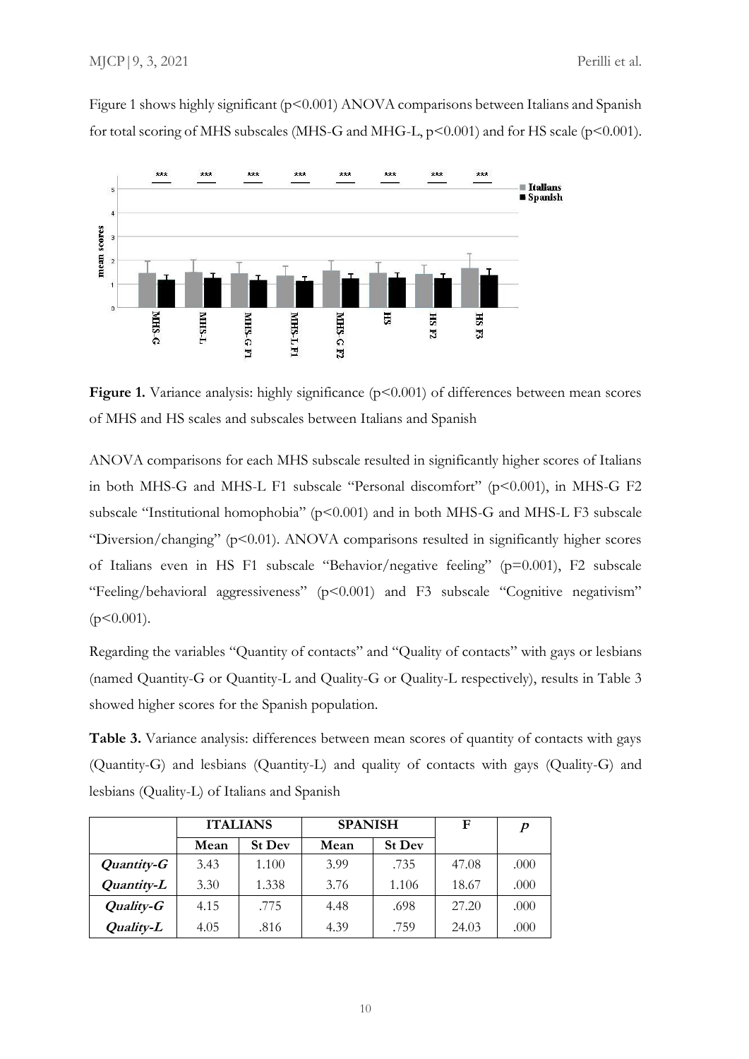Figure 1 shows highly significant ($p<0.001$) ANOVA comparisons between Italians and Spanish for total scoring of MHS subscales (MHS-G and MHG-L, $p<0.001$) and for HS scale ($p<0.001$).

**Figure 1.** Variance analysis: highly significance ($p<0.001$) of differences between mean scores of MHS and HS scales and subscales between Italians and Spanish

ANOVA comparisons for each MHS subscale resulted in significantly higher scores of Italians in both MHS-G and MHS-L F1 subscale "Personal discomfort" ($p<0.001$), in MHS-G F2 subscale "Institutional homophobia" ($p<0.001$) and in both MHS-G and MHS-L F3 subscale "Diversion/changing" ($p<0.01$). ANOVA comparisons resulted in significantly higher scores of Italians even in HS F1 subscale "Behavior/negative feeling" ($p=0.001$), F2 subscale "Feeling/behavioral aggressiveness" ($p<0.001$) and F3 subscale "Cognitive negativism" ($p<0.001$).

Regarding the variables "Quantity of contacts" and "Quality of contacts" with gays or lesbians (named Quantity-G or Quantity-L and Quality-G or Quality-L respectively), results in Table 3 showed higher scores for the Spanish population.

**Table 3.** Variance analysis: differences between mean scores of quantity of contacts with gays (Quantity-G) and lesbians (Quantity-L) and quality of contacts with gays (Quality-G) and lesbians (Quality-L) of Italians and Spanish

| | **ITALIANS** | | **SPANISH** | | **F** | ***p*** |
|---|---|---|---|---|---|---|
| | **Mean** | **St Dev** | **Mean** | **St Dev** | | |
| ***Quantity-G*** | 3.43 | 1.100 | 3.99 | .735 | 47.08 | .000 |
| ***Quantity-L*** | 3.30 | 1.338 | 3.76 | 1.106 | 18.67 | .000 |
| ***Quality-G*** | 4.15 | .775 | 4.48 | .698 | 27.20 | .000 |
| ***Quality-L*** | 4.05 | .816 | 4.39 | .759 | 24.03 | .000 |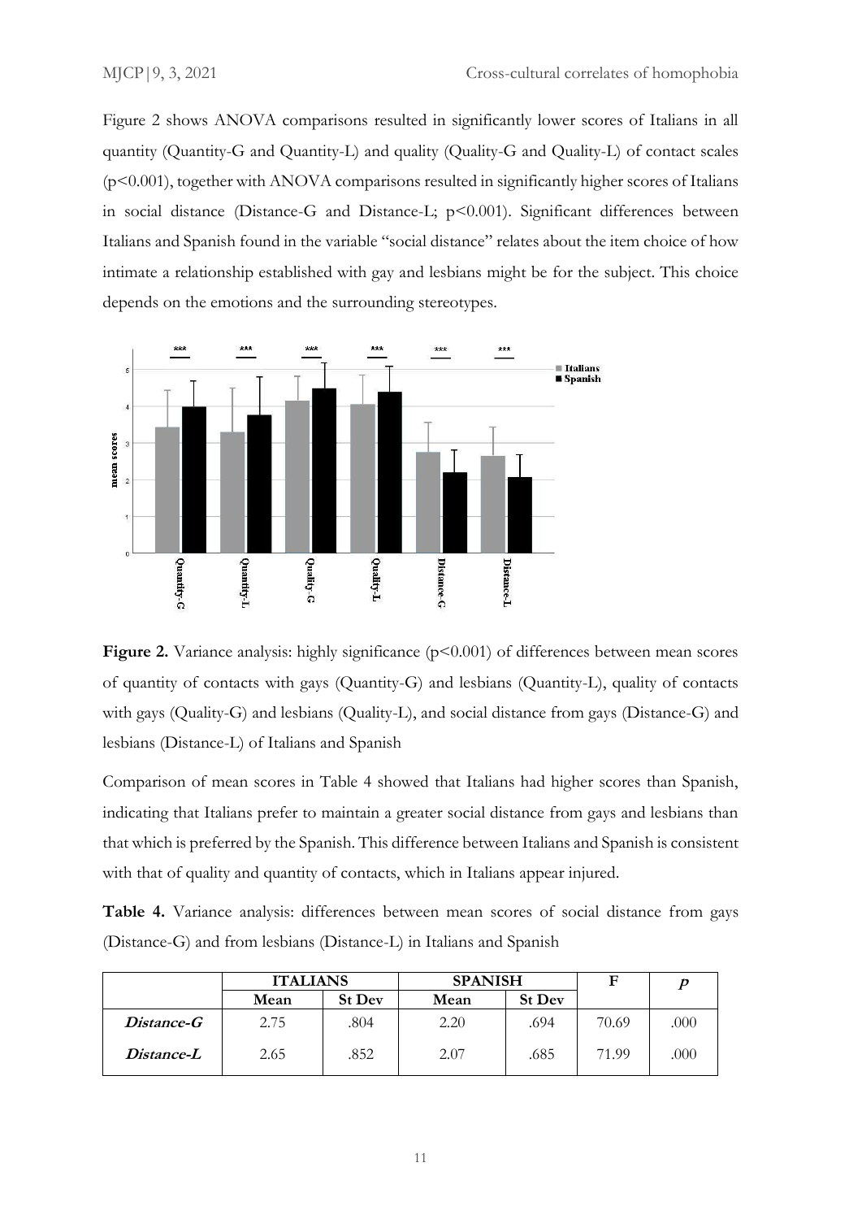Figure 2 shows ANOVA comparisons resulted in significantly lower scores of Italians in all quantity (Quantity-G and Quantity-L) and quality (Quality-G and Quality-L) of contact scales ($p<0.001$), together with ANOVA comparisons resulted in significantly higher scores of Italians in social distance (Distance-G and Distance-L; $p<0.001$). Significant differences between Italians and Spanish found in the variable "social distance" relates about the item choice of how intimate a relationship established with gay and lesbians might be for the subject. This choice depends on the emotions and the surrounding stereotypes.

**Figure 2.** Variance analysis: highly significance ($p<0.001$) of differences between mean scores of quantity of contacts with gays (Quantity-G) and lesbians (Quantity-L), quality of contacts with gays (Quality-G) and lesbians (Quality-L), and social distance from gays (Distance-G) and lesbians (Distance-L) of Italians and Spanish

Comparison of mean scores in Table 4 showed that Italians had higher scores than Spanish, indicating that Italians prefer to maintain a greater social distance from gays and lesbians than that which is preferred by the Spanish. This difference between Italians and Spanish is consistent with that of quality and quantity of contacts, which in Italians appear injured.

**Table 4.** Variance analysis: differences between mean scores of social distance from gays (Distance-G) and from lesbians (Distance-L) in Italians and Spanish

| | ITALIANS | | SPANISH | | F | *p* |
|---|---|---|---|---|---|---|
| | Mean | St Dev | Mean | St Dev | | |
| ***Distance-G*** | 2.75 | .804 | 2.20 | .694 | 70.69 | .000 |
| ***Distance-L*** | 2.65 | .852 | 2.07 | .685 | 71.99 | .000 |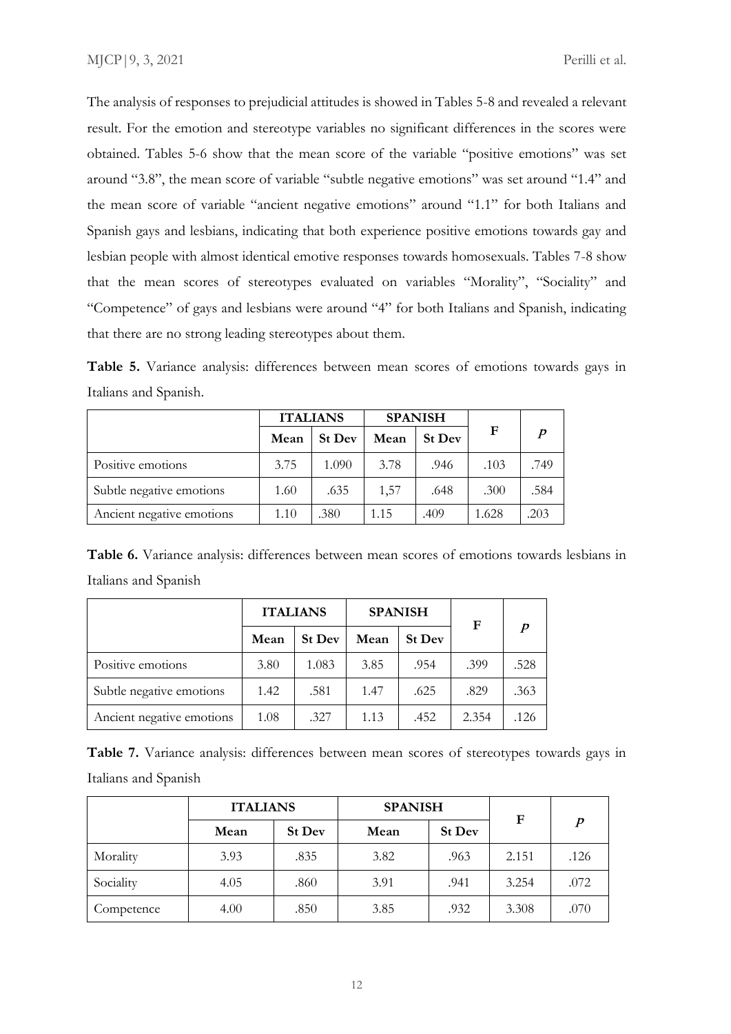The analysis of responses to prejudicial attitudes is showed in Tables 5-8 and revealed a relevant result. For the emotion and stereotype variables no significant differences in the scores were obtained. Tables 5-6 show that the mean score of the variable "positive emotions" was set around "3.8", the mean score of variable "subtle negative emotions" was set around "1.4" and the mean score of variable "ancient negative emotions" around "1.1" for both Italians and Spanish gays and lesbians, indicating that both experience positive emotions towards gay and lesbian people with almost identical emotive responses towards homosexuals. Tables 7-8 show that the mean scores of stereotypes evaluated on variables "Morality", "Sociality" and "Competence" of gays and lesbians were around "4" for both Italians and Spanish, indicating that there are no strong leading stereotypes about them.

**Table 5.** Variance analysis: differences between mean scores of emotions towards gays in Italians and Spanish.

| | ITALIANS | | SPANISH | | F | *p* |
|---|---|---|---|---|---|---|
| | Mean | St Dev | Mean | St Dev | | |
| Positive emotions | 3.75 | 1.090 | 3.78 | .946 | .103 | .749 |
| Subtle negative emotions | 1.60 | .635 | 1,57 | .648 | .300 | .584 |
| Ancient negative emotions | 1.10 | .380 | 1.15 | .409 | 1.628 | .203 |

**Table 6.** Variance analysis: differences between mean scores of emotions towards lesbians in Italians and Spanish

| | ITALIANS | | SPANISH | | F | *p* |
|---|---|---|---|---|---|---|
| | Mean | St Dev | Mean | St Dev | | |
| Positive emotions | 3.80 | 1.083 | 3.85 | .954 | .399 | .528 |
| Subtle negative emotions | 1.42 | .581 | 1.47 | .625 | .829 | .363 |
| Ancient negative emotions | 1.08 | .327 | 1.13 | .452 | 2.354 | .126 |

**Table 7.** Variance analysis: differences between mean scores of stereotypes towards gays in Italians and Spanish

| | ITALIANS | | SPANISH | | F | *p* |
|---|---|---|---|---|---|---|
| | Mean | St Dev | Mean | St Dev | | |
| Morality | 3.93 | .835 | 3.82 | .963 | 2.151 | .126 |
| Sociality | 4.05 | .860 | 3.91 | .941 | 3.254 | .072 |
| Competence | 4.00 | .850 | 3.85 | .932 | 3.308 | .070 |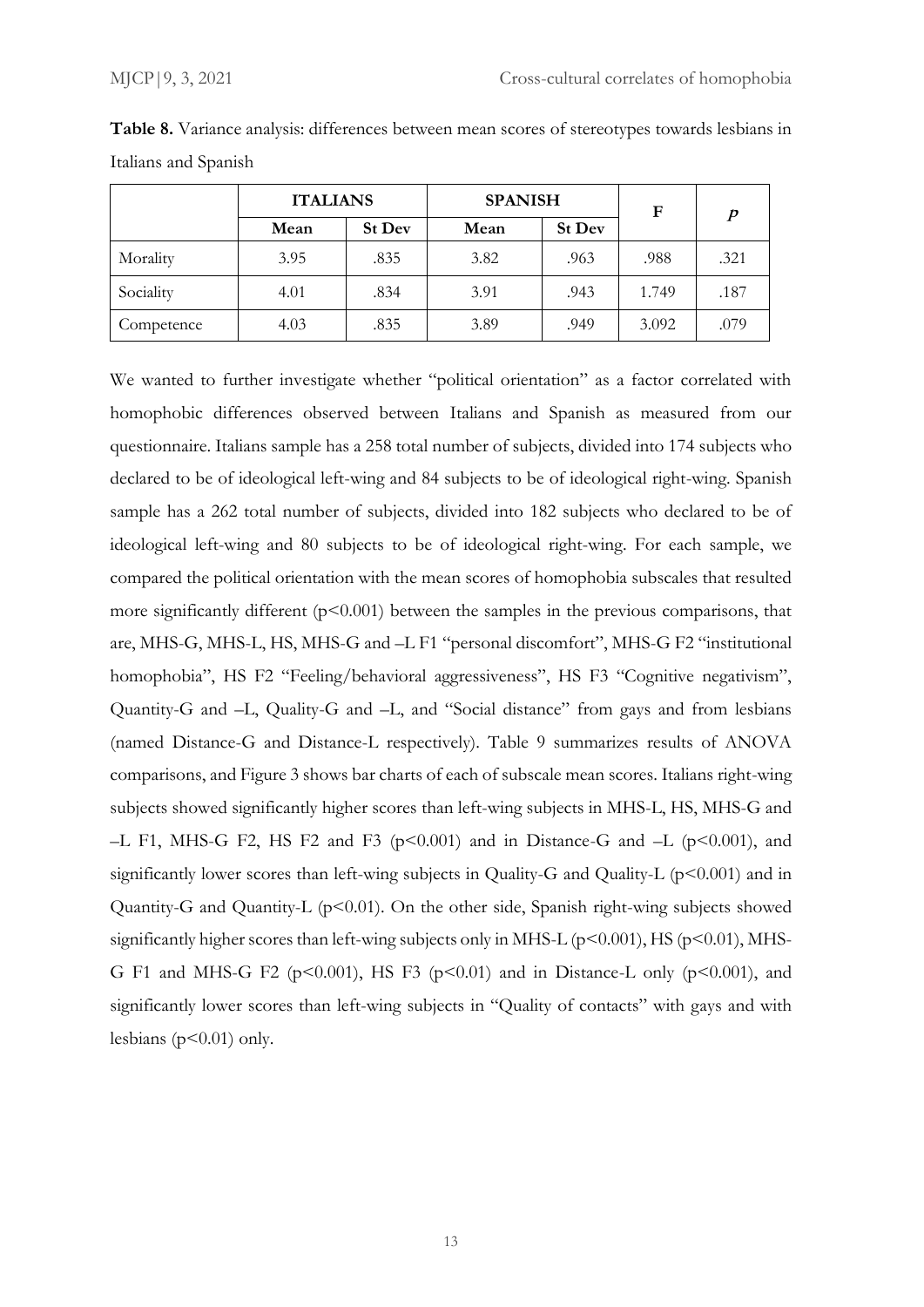**Table 8.** Variance analysis: differences between mean scores of stereotypes towards lesbians in Italians and Spanish

| | ITALIANS | | SPANISH | | F | *p* |
|---|---|---|---|---|---|---|
| | Mean | St Dev | Mean | St Dev | | |
| Morality | 3.95 | .835 | 3.82 | .963 | .988 | .321 |
| Sociality | 4.01 | .834 | 3.91 | .943 | 1.749 | .187 |
| Competence | 4.03 | .835 | 3.89 | .949 | 3.092 | .079 |

We wanted to further investigate whether "political orientation" as a factor correlated with homophobic differences observed between Italians and Spanish as measured from our questionnaire. Italians sample has a 258 total number of subjects, divided into 174 subjects who declared to be of ideological left-wing and 84 subjects to be of ideological right-wing. Spanish sample has a 262 total number of subjects, divided into 182 subjects who declared to be of ideological left-wing and 80 subjects to be of ideological right-wing. For each sample, we compared the political orientation with the mean scores of homophobia subscales that resulted more significantly different ($p<0.001$) between the samples in the previous comparisons, that are, MHS-G, MHS-L, HS, MHS-G and –L F1 "personal discomfort", MHS-G F2 "institutional homophobia", HS F2 "Feeling/behavioral aggressiveness", HS F3 "Cognitive negativism", Quantity-G and –L, Quality-G and –L, and "Social distance" from gays and from lesbians (named Distance-G and Distance-L respectively). Table 9 summarizes results of ANOVA comparisons, and Figure 3 shows bar charts of each of subscale mean scores. Italians right-wing subjects showed significantly higher scores than left-wing subjects in MHS-L, HS, MHS-G and –L F1, MHS-G F2, HS F2 and F3 ($p<0.001$) and in Distance-G and –L ($p<0.001$), and significantly lower scores than left-wing subjects in Quality-G and Quality-L ($p<0.001$) and in Quantity-G and Quantity-L ($p<0.01$). On the other side, Spanish right-wing subjects showed significantly higher scores than left-wing subjects only in MHS-L ($p<0.001$), HS ($p<0.01$), MHS-G F1 and MHS-G F2 ($p<0.001$), HS F3 ($p<0.01$) and in Distance-L only ($p<0.001$), and significantly lower scores than left-wing subjects in "Quality of contacts" with gays and with lesbians ($p<0.01$) only.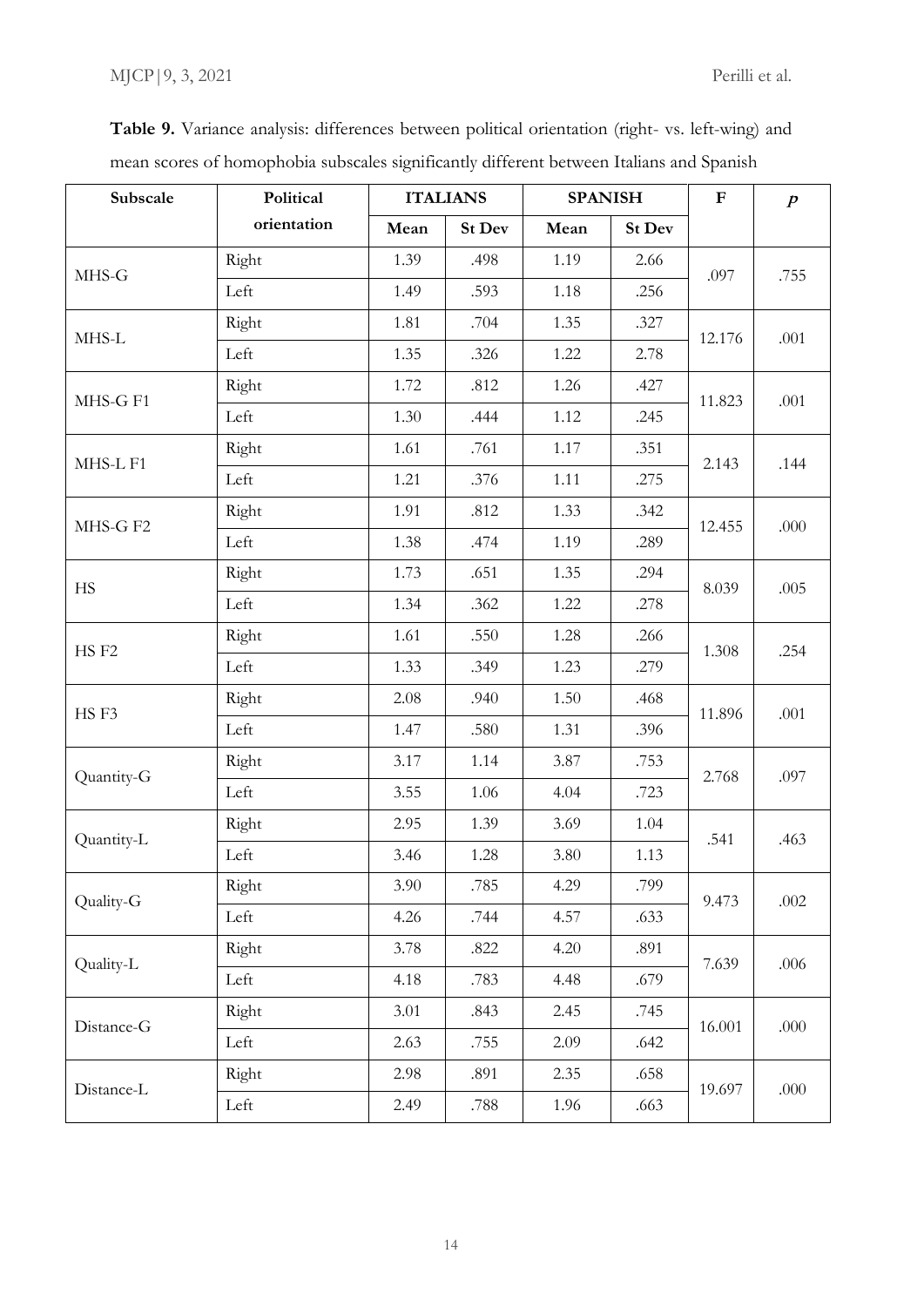**Table 9.** Variance analysis: differences between political orientation (right- vs. left-wing) and mean scores of homophobia subscales significantly different between Italians and Spanish

| Subscale | Political orientation | ITALIANS | | SPANISH | | F | *p* |
|---|---|---|---|---|---|---|---|
| | | Mean | St Dev | Mean | St Dev | | |
| MHS-G | Right | 1.39 | .498 | 1.19 | 2.66 | .097 | .755 |
| | Left | 1.49 | .593 | 1.18 | .256 | | |
| MHS-L | Right | 1.81 | .704 | 1.35 | .327 | 12.176 | .001 |
| | Left | 1.35 | .326 | 1.22 | 2.78 | | |
| MHS-G F1 | Right | 1.72 | .812 | 1.26 | .427 | 11.823 | .001 |
| | Left | 1.30 | .444 | 1.12 | .245 | | |
| MHS-L F1 | Right | 1.61 | .761 | 1.17 | .351 | 2.143 | .144 |
| | Left | 1.21 | .376 | 1.11 | .275 | | |
| MHS-G F2 | Right | 1.91 | .812 | 1.33 | .342 | 12.455 | .000 |
| | Left | 1.38 | .474 | 1.19 | .289 | | |
| HS | Right | 1.73 | .651 | 1.35 | .294 | 8.039 | .005 |
| | Left | 1.34 | .362 | 1.22 | .278 | | |
| HS F2 | Right | 1.61 | .550 | 1.28 | .266 | 1.308 | .254 |
| | Left | 1.33 | .349 | 1.23 | .279 | | |
| HS F3 | Right | 2.08 | .940 | 1.50 | .468 | 11.896 | .001 |
| | Left | 1.47 | .580 | 1.31 | .396 | | |
| Quantity-G | Right | 3.17 | 1.14 | 3.87 | .753 | 2.768 | .097 |
| | Left | 3.55 | 1.06 | 4.04 | .723 | | |
| Quantity-L | Right | 2.95 | 1.39 | 3.69 | 1.04 | .541 | .463 |
| | Left | 3.46 | 1.28 | 3.80 | 1.13 | | |
| Quality-G | Right | 3.90 | .785 | 4.29 | .799 | 9.473 | .002 |
| | Left | 4.26 | .744 | 4.57 | .633 | | |
| Quality-L | Right | 3.78 | .822 | 4.20 | .891 | 7.639 | .006 |
| | Left | 4.18 | .783 | 4.48 | .679 | | |
| Distance-G | Right | 3.01 | .843 | 2.45 | .745 | 16.001 | .000 |
| | Left | 2.63 | .755 | 2.09 | .642 | | |
| Distance-L | Right | 2.98 | .891 | 2.35 | .658 | 19.697 | .000 |
| | Left | 2.49 | .788 | 1.96 | .663 | | |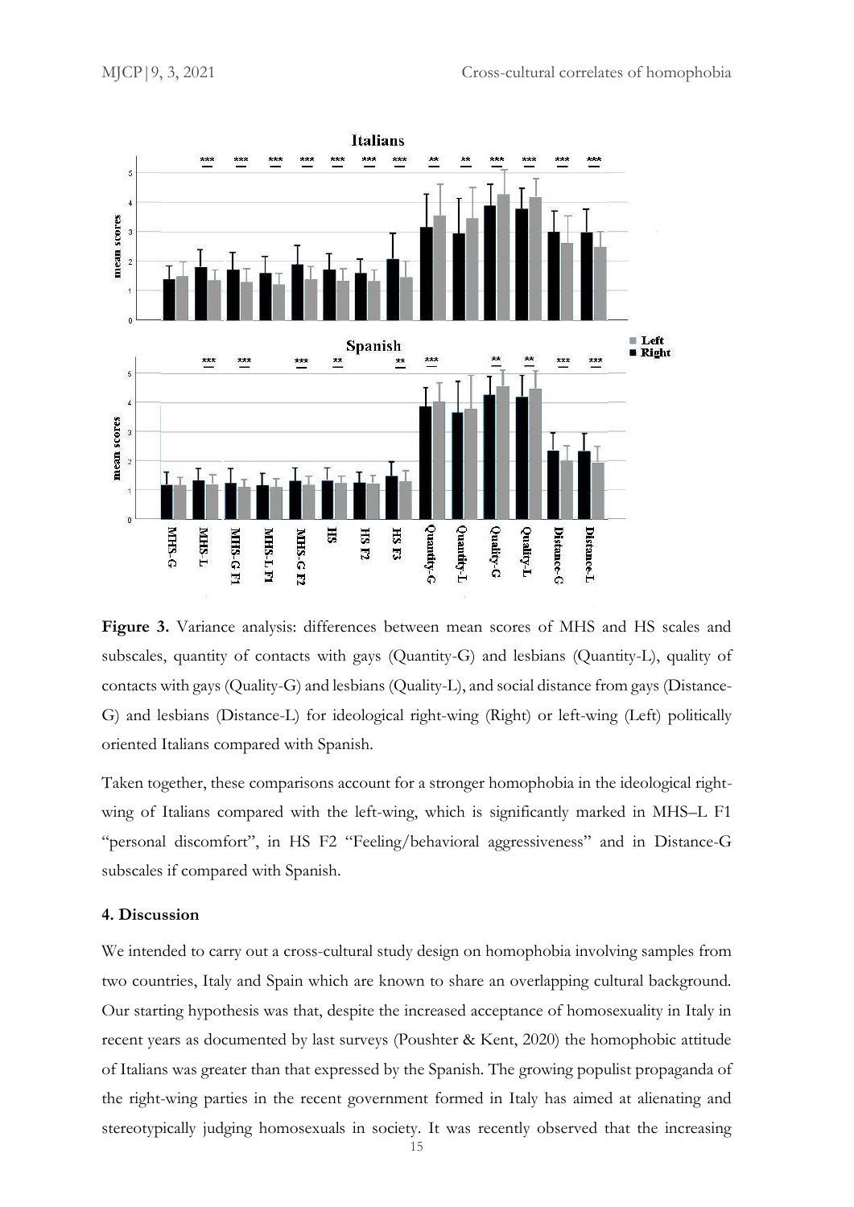**Figure 3.** Variance analysis: differences between mean scores of MHS and HS scales and subscales, quantity of contacts with gays (Quantity-G) and lesbians (Quantity-L), quality of contacts with gays (Quality-G) and lesbians (Quality-L), and social distance from gays (Distance-G) and lesbians (Distance-L) for ideological right-wing (Right) or left-wing (Left) politically oriented Italians compared with Spanish.

Taken together, these comparisons account for a stronger homophobia in the ideological right-wing of Italians compared with the left-wing, which is significantly marked in MHS–L F1 "personal discomfort", in HS F2 "Feeling/behavioral aggressiveness" and in Distance-G subscales if compared with Spanish.

### 4. Discussion

We intended to carry out a cross-cultural study design on homophobia involving samples from two countries, Italy and Spain which are known to share an overlapping cultural background. Our starting hypothesis was that, despite the increased acceptance of homosexuality in Italy in recent years as documented by last surveys (Poushter & Kent, 2020) the homophobic attitude of Italians was greater than that expressed by the Spanish. The growing populist propaganda of the right-wing parties in the recent government formed in Italy has aimed at alienating and stereotypically judging homosexuals in society. It was recently observed that the increasing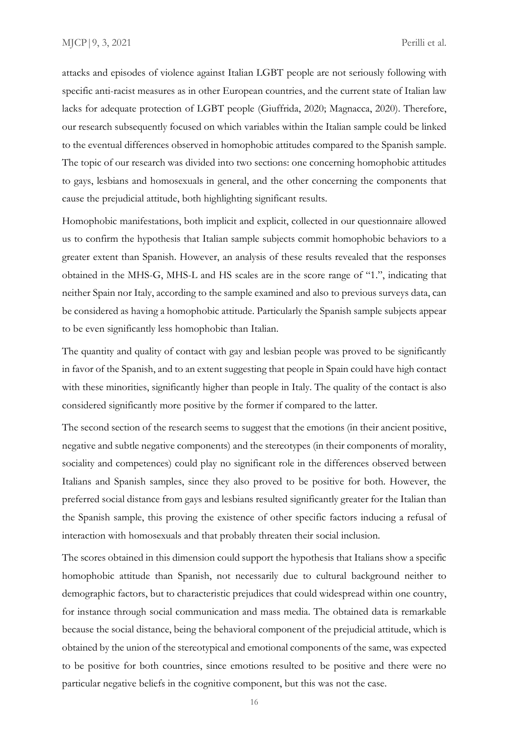attacks and episodes of violence against Italian LGBT people are not seriously following with specific anti-racist measures as in other European countries, and the current state of Italian law lacks for adequate protection of LGBT people (Giuffrida, 2020; Magnacca, 2020). Therefore, our research subsequently focused on which variables within the Italian sample could be linked to the eventual differences observed in homophobic attitudes compared to the Spanish sample. The topic of our research was divided into two sections: one concerning homophobic attitudes to gays, lesbians and homosexuals in general, and the other concerning the components that cause the prejudicial attitude, both highlighting significant results.

Homophobic manifestations, both implicit and explicit, collected in our questionnaire allowed us to confirm the hypothesis that Italian sample subjects commit homophobic behaviors to a greater extent than Spanish. However, an analysis of these results revealed that the responses obtained in the MHS-G, MHS-L and HS scales are in the score range of "1.", indicating that neither Spain nor Italy, according to the sample examined and also to previous surveys data, can be considered as having a homophobic attitude. Particularly the Spanish sample subjects appear to be even significantly less homophobic than Italian.

The quantity and quality of contact with gay and lesbian people was proved to be significantly in favor of the Spanish, and to an extent suggesting that people in Spain could have high contact with these minorities, significantly higher than people in Italy. The quality of the contact is also considered significantly more positive by the former if compared to the latter.

The second section of the research seems to suggest that the emotions (in their ancient positive, negative and subtle negative components) and the stereotypes (in their components of morality, sociality and competences) could play no significant role in the differences observed between Italians and Spanish samples, since they also proved to be positive for both. However, the preferred social distance from gays and lesbians resulted significantly greater for the Italian than the Spanish sample, this proving the existence of other specific factors inducing a refusal of interaction with homosexuals and that probably threaten their social inclusion.

The scores obtained in this dimension could support the hypothesis that Italians show a specific homophobic attitude than Spanish, not necessarily due to cultural background neither to demographic factors, but to characteristic prejudices that could widespread within one country, for instance through social communication and mass media. The obtained data is remarkable because the social distance, being the behavioral component of the prejudicial attitude, which is obtained by the union of the stereotypical and emotional components of the same, was expected to be positive for both countries, since emotions resulted to be positive and there were no particular negative beliefs in the cognitive component, but this was not the case.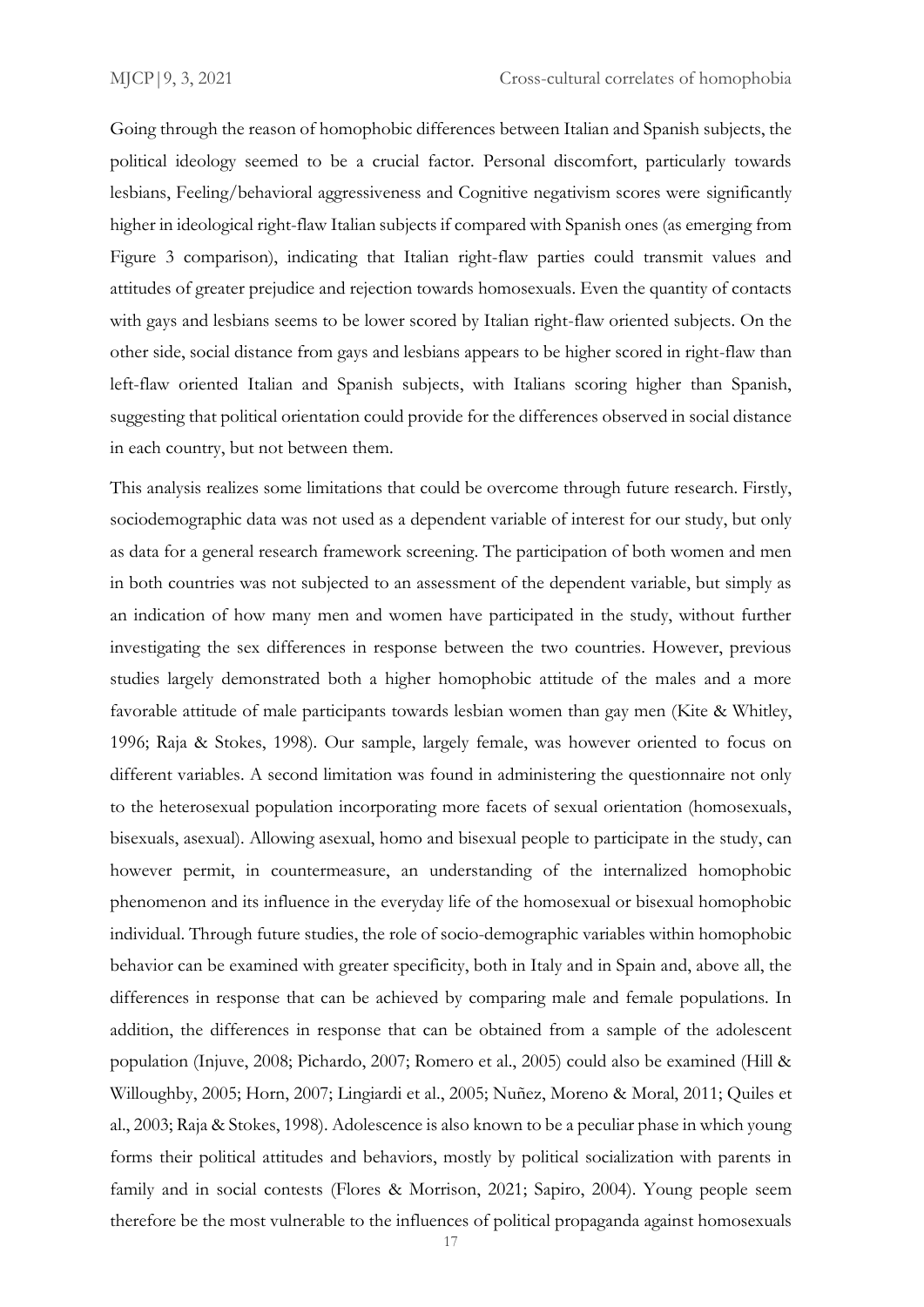Going through the reason of homophobic differences between Italian and Spanish subjects, the political ideology seemed to be a crucial factor. Personal discomfort, particularly towards lesbians, Feeling/behavioral aggressiveness and Cognitive negativism scores were significantly higher in ideological right-flaw Italian subjects if compared with Spanish ones (as emerging from Figure 3 comparison), indicating that Italian right-flaw parties could transmit values and attitudes of greater prejudice and rejection towards homosexuals. Even the quantity of contacts with gays and lesbians seems to be lower scored by Italian right-flaw oriented subjects. On the other side, social distance from gays and lesbians appears to be higher scored in right-flaw than left-flaw oriented Italian and Spanish subjects, with Italians scoring higher than Spanish, suggesting that political orientation could provide for the differences observed in social distance in each country, but not between them.

This analysis realizes some limitations that could be overcome through future research. Firstly, sociodemographic data was not used as a dependent variable of interest for our study, but only as data for a general research framework screening. The participation of both women and men in both countries was not subjected to an assessment of the dependent variable, but simply as an indication of how many men and women have participated in the study, without further investigating the sex differences in response between the two countries. However, previous studies largely demonstrated both a higher homophobic attitude of the males and a more favorable attitude of male participants towards lesbian women than gay men (Kite & Whitley, 1996; Raja & Stokes, 1998). Our sample, largely female, was however oriented to focus on different variables. A second limitation was found in administering the questionnaire not only to the heterosexual population incorporating more facets of sexual orientation (homosexuals, bisexuals, asexual). Allowing asexual, homo and bisexual people to participate in the study, can however permit, in countermeasure, an understanding of the internalized homophobic phenomenon and its influence in the everyday life of the homosexual or bisexual homophobic individual. Through future studies, the role of socio-demographic variables within homophobic behavior can be examined with greater specificity, both in Italy and in Spain and, above all, the differences in response that can be achieved by comparing male and female populations. In addition, the differences in response that can be obtained from a sample of the adolescent population (Injuve, 2008; Pichardo, 2007; Romero et al., 2005) could also be examined (Hill & Willoughby, 2005; Horn, 2007; Lingiardi et al., 2005; Nuñez, Moreno & Moral, 2011; Quiles et al., 2003; Raja & Stokes, 1998). Adolescence is also known to be a peculiar phase in which young forms their political attitudes and behaviors, mostly by political socialization with parents in family and in social contests (Flores & Morrison, 2021; Sapiro, 2004). Young people seem therefore be the most vulnerable to the influences of political propaganda against homosexuals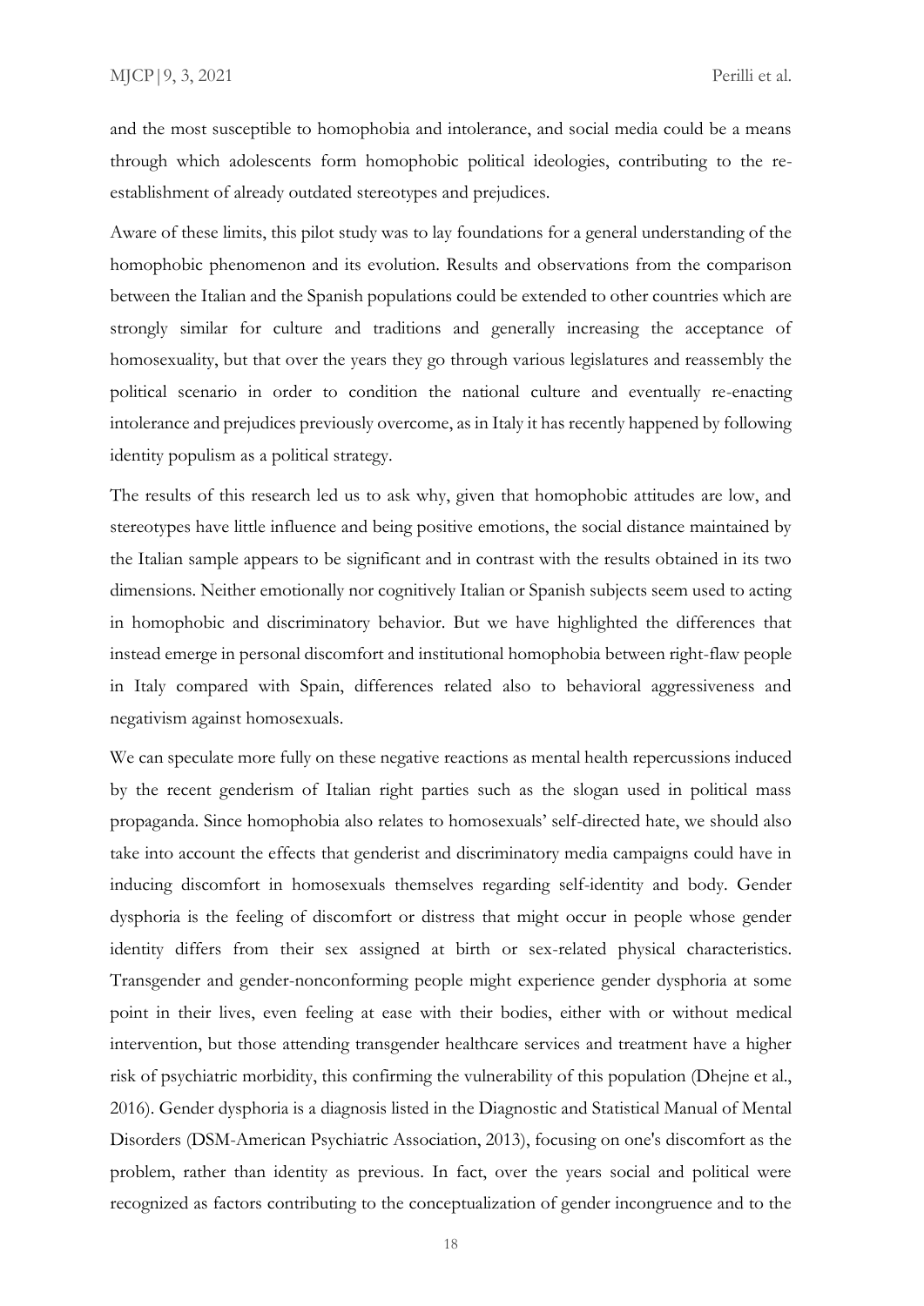and the most susceptible to homophobia and intolerance, and social media could be a means through which adolescents form homophobic political ideologies, contributing to the re-establishment of already outdated stereotypes and prejudices.

Aware of these limits, this pilot study was to lay foundations for a general understanding of the homophobic phenomenon and its evolution. Results and observations from the comparison between the Italian and the Spanish populations could be extended to other countries which are strongly similar for culture and traditions and generally increasing the acceptance of homosexuality, but that over the years they go through various legislatures and reassembly the political scenario in order to condition the national culture and eventually re-enacting intolerance and prejudices previously overcome, as in Italy it has recently happened by following identity populism as a political strategy.

The results of this research led us to ask why, given that homophobic attitudes are low, and stereotypes have little influence and being positive emotions, the social distance maintained by the Italian sample appears to be significant and in contrast with the results obtained in its two dimensions. Neither emotionally nor cognitively Italian or Spanish subjects seem used to acting in homophobic and discriminatory behavior. But we have highlighted the differences that instead emerge in personal discomfort and institutional homophobia between right-flaw people in Italy compared with Spain, differences related also to behavioral aggressiveness and negativism against homosexuals.

We can speculate more fully on these negative reactions as mental health repercussions induced by the recent genderism of Italian right parties such as the slogan used in political mass propaganda. Since homophobia also relates to homosexuals' self-directed hate, we should also take into account the effects that genderist and discriminatory media campaigns could have in inducing discomfort in homosexuals themselves regarding self-identity and body. Gender dysphoria is the feeling of discomfort or distress that might occur in people whose gender identity differs from their sex assigned at birth or sex-related physical characteristics. Transgender and gender-nonconforming people might experience gender dysphoria at some point in their lives, even feeling at ease with their bodies, either with or without medical intervention, but those attending transgender healthcare services and treatment have a higher risk of psychiatric morbidity, this confirming the vulnerability of this population (Dhejne et al., 2016). Gender dysphoria is a diagnosis listed in the Diagnostic and Statistical Manual of Mental Disorders (DSM-American Psychiatric Association, 2013), focusing on one's discomfort as the problem, rather than identity as previous. In fact, over the years social and political were recognized as factors contributing to the conceptualization of gender incongruence and to the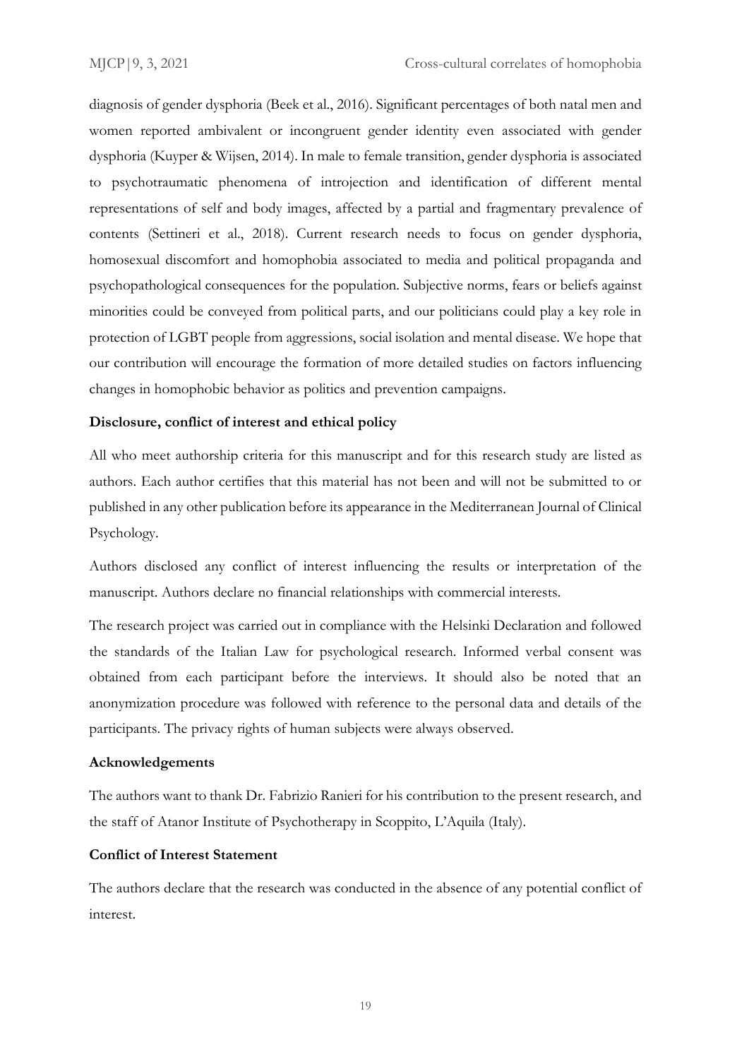diagnosis of gender dysphoria (Beek et al., 2016). Significant percentages of both natal men and women reported ambivalent or incongruent gender identity even associated with gender dysphoria (Kuyper & Wijsen, 2014). In male to female transition, gender dysphoria is associated to psychotraumatic phenomena of introjection and identification of different mental representations of self and body images, affected by a partial and fragmentary prevalence of contents (Settineri et al., 2018). Current research needs to focus on gender dysphoria, homosexual discomfort and homophobia associated to media and political propaganda and psychopathological consequences for the population. Subjective norms, fears or beliefs against minorities could be conveyed from political parts, and our politicians could play a key role in protection of LGBT people from aggressions, social isolation and mental disease. We hope that our contribution will encourage the formation of more detailed studies on factors influencing changes in homophobic behavior as politics and prevention campaigns.

### Disclosure, conflict of interest and ethical policy

All who meet authorship criteria for this manuscript and for this research study are listed as authors. Each author certifies that this material has not been and will not be submitted to or published in any other publication before its appearance in the Mediterranean Journal of Clinical Psychology.

Authors disclosed any conflict of interest influencing the results or interpretation of the manuscript. Authors declare no financial relationships with commercial interests.

The research project was carried out in compliance with the Helsinki Declaration and followed the standards of the Italian Law for psychological research. Informed verbal consent was obtained from each participant before the interviews. It should also be noted that an anonymization procedure was followed with reference to the personal data and details of the participants. The privacy rights of human subjects were always observed.

### Acknowledgements

The authors want to thank Dr. Fabrizio Ranieri for his contribution to the present research, and the staff of Atanor Institute of Psychotherapy in Scoppito, L'Aquila (Italy).

### Conflict of Interest Statement

The authors declare that the research was conducted in the absence of any potential conflict of interest.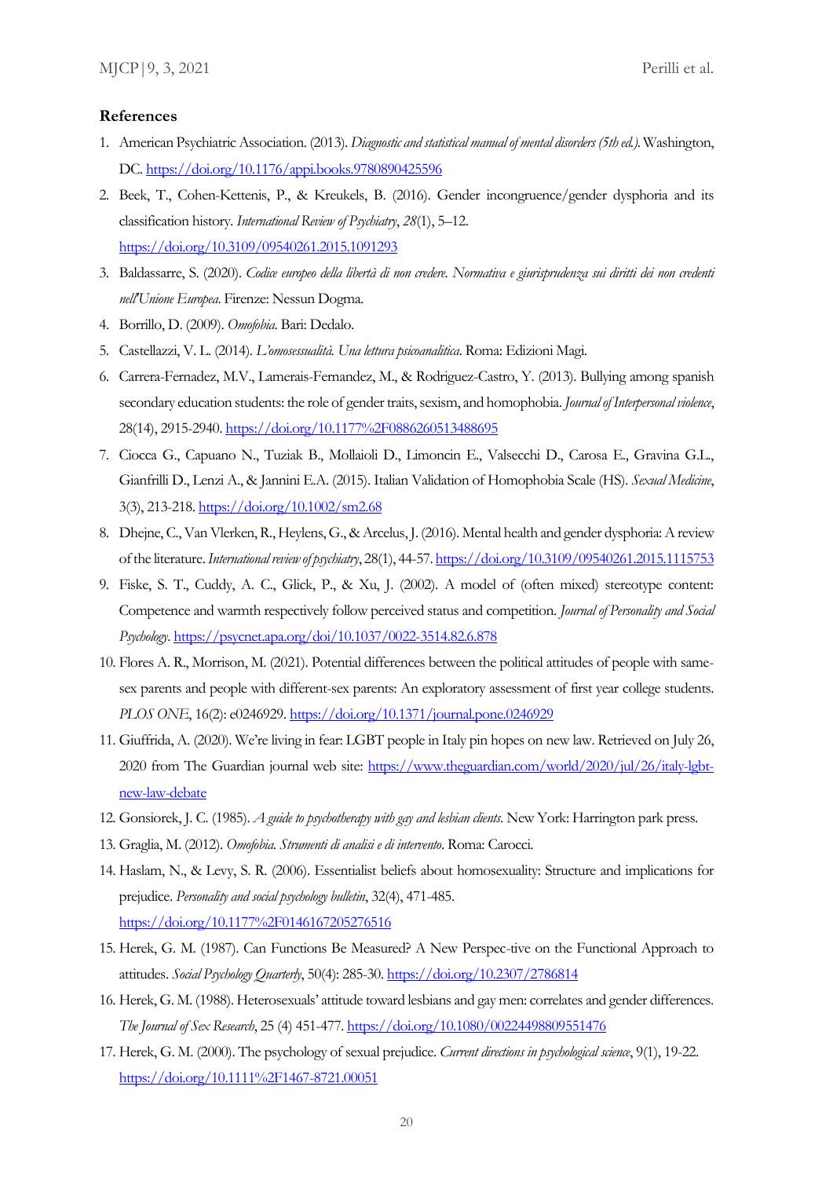## References

1. American Psychiatric Association. (2013). *Diagnostic and statistical manual of mental disorders (5th ed.).* Washington, DC. https://doi.org/10.1176/appi.books.9780890425596
2. Beek, T., Cohen-Kettenis, P., & Kreukels, B. (2016). Gender incongruence/gender dysphoria and its classification history. *International Review of Psychiatry*, *28*(1), 5–12. https://doi.org/10.3109/09540261.2015.1091293
3. Baldassarre, S. (2020). *Codice europeo della libertà di non credere. Normativa e giurisprudenza sui diritti dei non credenti nell'Unione Europea*. Firenze: Nessun Dogma.
4. Borrillo, D. (2009). *Omofobia*. Bari: Dedalo.
5. Castellazzi, V. L. (2014). *L'omosessualità. Una lettura psicoanalitica*. Roma: Edizioni Magi.
6. Carrera-Fernadez, M.V., Lamerais-Fernandez, M., & Rodriguez-Castro, Y. (2013). Bullying among spanish secondary education students: the role of gender traits, sexism, and homophobia. *Journal of Interpersonal violence*, 28(14), 2915-2940. https://doi.org/10.1177%2F0886260513488695
7. Ciocca G., Capuano N., Tuziak B., Mollaioli D., Limoncin E., Valsecchi D., Carosa E., Gravina G.L., Gianfrilli D., Lenzi A., & Jannini E.A. (2015). Italian Validation of Homophobia Scale (HS). *Sexual Medicine*, 3(3), 213-218. https://doi.org/10.1002/sm2.68
8. Dhejne, C., Van Vlerken, R., Heylens, G., & Arcelus, J. (2016). Mental health and gender dysphoria: A review of the literature. *International review of psychiatry*, 28(1), 44-57. https://doi.org/10.3109/09540261.2015.1115753
9. Fiske, S. T., Cuddy, A. C., Glick, P., & Xu, J. (2002). A model of (often mixed) stereotype content: Competence and warmth respectively follow perceived status and competition. *Journal of Personality and Social Psychology*. https://psycnet.apa.org/doi/10.1037/0022-3514.82.6.878
10. Flores A. R., Morrison, M. (2021). Potential differences between the political attitudes of people with same-sex parents and people with different-sex parents: An exploratory assessment of first year college students. *PLOS ONE*, 16(2): e0246929. https://doi.org/10.1371/journal.pone.0246929
11. Giuffrida, A. (2020). We're living in fear: LGBT people in Italy pin hopes on new law. Retrieved on July 26, 2020 from The Guardian journal web site: https://www.theguardian.com/world/2020/jul/26/italy-lgbt-new-law-debate
12. Gonsiorek, J. C. (1985). *A guide to psychotherapy with gay and lesbian clients*. New York: Harrington park press.
13. Graglia, M. (2012). *Omofobia. Strumenti di analisi e di intervento*. Roma: Carocci.
14. Haslam, N., & Levy, S. R. (2006). Essentialist beliefs about homosexuality: Structure and implications for prejudice. *Personality and social psychology bulletin*, 32(4), 471-485. https://doi.org/10.1177%2F0146167205276516
15. Herek, G. M. (1987). Can Functions Be Measured? A New Perspec-tive on the Functional Approach to attitudes. *Social Psychology Quarterly*, 50(4): 285-30. https://doi.org/10.2307/2786814
16. Herek, G. M. (1988). Heterosexuals' attitude toward lesbians and gay men: correlates and gender differences. *The Journal of Sex Research*, 25 (4) 451-477. https://doi.org/10.1080/00224498809551476
17. Herek, G. M. (2000). The psychology of sexual prejudice. *Current directions in psychological science*, 9(1), 19-22. https://doi.org/10.1111%2F1467-8721.00051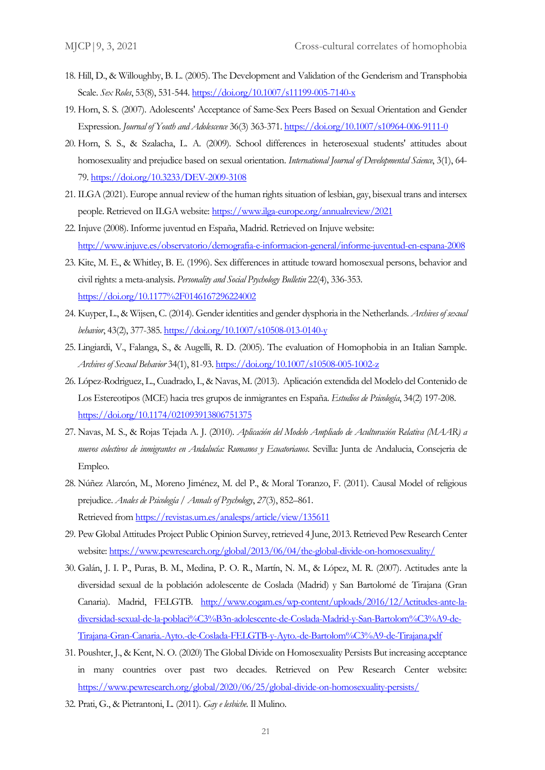18. Hill, D., & Willoughby, B. L. (2005). The Development and Validation of the Genderism and Transphobia Scale. *Sex Roles*, 53(8), 531-544. https://doi.org/10.1007/s11199-005-7140-x
19. Horn, S. S. (2007). Adolescents' Acceptance of Same-Sex Peers Based on Sexual Orientation and Gender Expression. *Journal of Youth and Adolescence* 36(3) 363-371. https://doi.org/10.1007/s10964-006-9111-0
20. Horn, S. S., & Szalacha, L. A. (2009). School differences in heterosexual students' attitudes about homosexuality and prejudice based on sexual orientation. *International Journal of Developmental Science*, 3(1), 64-79. https://doi.org/10.3233/DEV-2009-3108
21. ILGA (2021). Europe annual review of the human rights situation of lesbian, gay, bisexual trans and intersex people. Retrieved on ILGA website: https://www.ilga-europe.org/annualreview/2021
22. Injuve (2008). Informe juventud en España, Madrid. Retrieved on Injuve website: http://www.injuve.es/observatorio/demografia-e-informacion-general/informe-juventud-en-espana-2008
23. Kite, M. E., & Whitley, B. E. (1996). Sex differences in attitude toward homosexual persons, behavior and civil rights: a meta-analysis. *Personality and Social Psychology Bulletin* 22(4), 336-353. https://doi.org/10.1177%2F0146167296224002
24. Kuyper, L., & Wijsen, C. (2014). Gender identities and gender dysphoria in the Netherlands. *Archives of sexual behavior*, 43(2), 377-385. https://doi.org/10.1007/s10508-013-0140-y
25. Lingiardi, V., Falanga, S., & Augelli, R. D. (2005). The evaluation of Homophobia in an Italian Sample. *Archives of Sexual Behavior* 34(1), 81-93. https://doi.org/10.1007/s10508-005-1002-z
26. López-Rodriguez, L., Cuadrado, I., & Navas, M. (2013). Aplicación extendida del Modelo del Contenido de Los Estereotipos (MCE) hacia tres grupos de inmigrantes en España. *Estudios de Psicología*, 34(2) 197-208. https://doi.org/10.1174/021093913806751375
27. Navas, M. S., & Rojas Tejada A. J. (2010). *Aplicación del Modelo Ampliado de Aculturación Relativa (MAAR) a nuevos colectivos de inmigrantes en Andalucía: Rumanos y Ecuatorianos*. Sevilla: Junta de Andalucia, Consejeria de Empleo.
28. Núñez Alarcón, M., Moreno Jiménez, M. del P., & Moral Toranzo, F. (2011). Causal Model of religious prejudice. *Anales de Psicología / Annals of Psychology*, *27*(3), 852–861. Retrieved from https://revistas.um.es/analesps/article/view/135611
29. Pew Global Attitudes Project Public Opinion Survey, retrieved 4 June, 2013. Retrieved Pew Research Center website: https://www.pewresearch.org/global/2013/06/04/the-global-divide-on-homosexuality/
30. Galán, J. I. P., Puras, B. M., Medina, P. O. R., Martín, N. M., & López, M. R. (2007). Actitudes ante la diversidad sexual de la población adolescente de Coslada (Madrid) y San Bartolomé de Tirajana (Gran Canaria). Madrid, FELGTB. http://www.cogam.es/wp-content/uploads/2016/12/Actitudes-ante-la-diversidad-sexual-de-la-poblaci%C3%B3n-adolescente-de-Coslada-Madrid-y-San-Bartolom%C3%A9-de-Tirajana-Gran-Canaria.-Ayto.-de-Coslada-FELGTB-y-Ayto.-de-Bartolom%C3%A9-de-Tirajana.pdf
31. Poushter, J., & Kent, N. O. (2020) The Global Divide on Homosexuality Persists But increasing acceptance in many countries over past two decades. Retrieved on Pew Research Center website: https://www.pewresearch.org/global/2020/06/25/global-divide-on-homosexuality-persists/
32. Prati, G., & Pietrantoni, L. (2011). *Gay e lesbiche*. Il Mulino.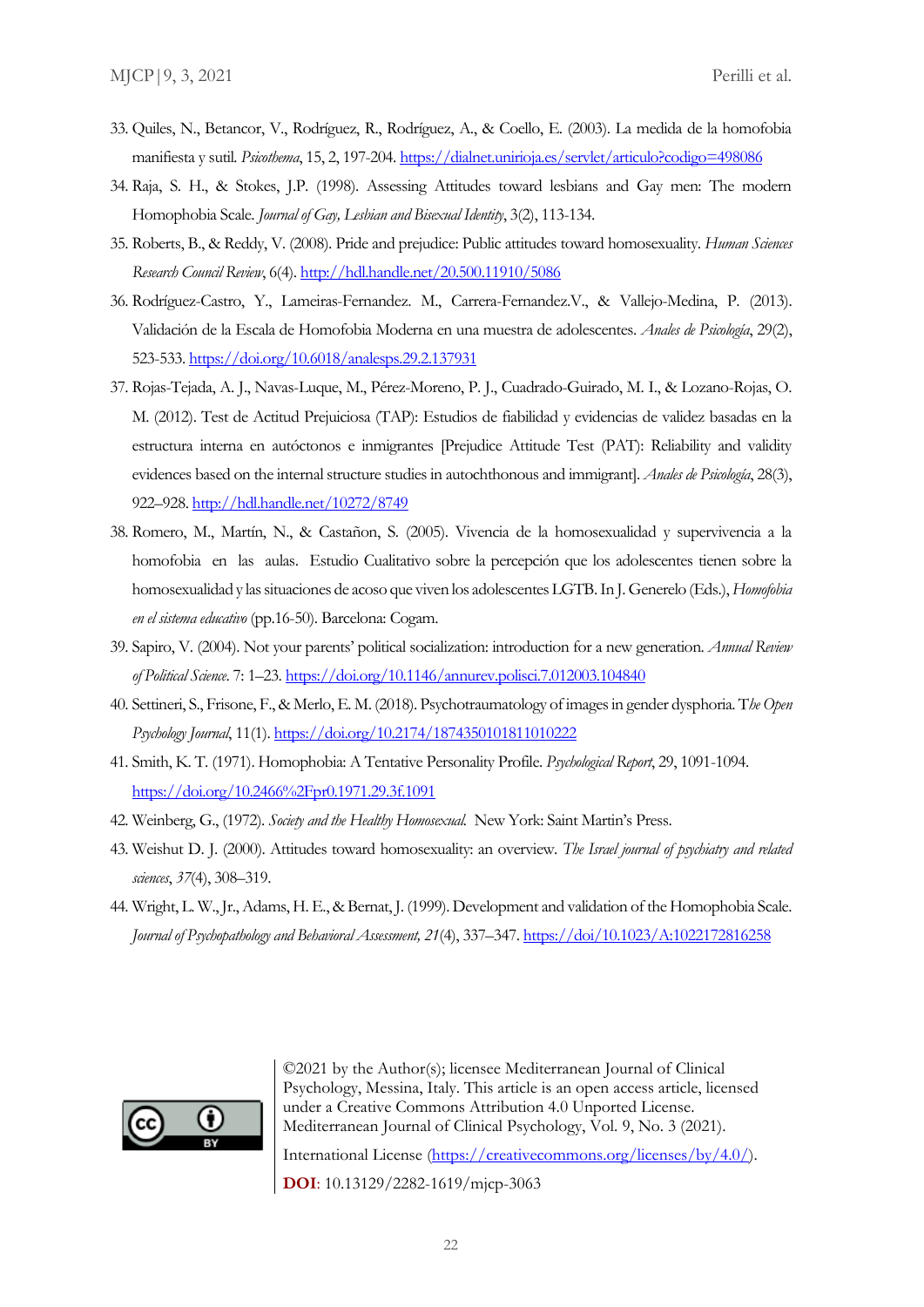33. Quiles, N., Betancor, V., Rodríguez, R., Rodríguez, A., & Coello, E. (2003). La medida de la homofobia manifiesta y sutil. *Psicothema*, 15, 2, 197-204. https://dialnet.unirioja.es/servlet/articulo?codigo=498086
34. Raja, S. H., & Stokes, J.P. (1998). Assessing Attitudes toward lesbians and Gay men: The modern Homophobia Scale. *Journal of Gay, Lesbian and Bisexual Identity*, 3(2), 113-134.
35. Roberts, B., & Reddy, V. (2008). Pride and prejudice: Public attitudes toward homosexuality. *Human Sciences Research Council Review*, 6(4). http://hdl.handle.net/20.500.11910/5086
36. Rodríguez-Castro, Y., Lameiras-Fernandez. M., Carrera-Fernandez.V., & Vallejo-Medina, P. (2013). Validación de la Escala de Homofobia Moderna en una muestra de adolescentes. *Anales de Psicología*, 29(2), 523-533. https://doi.org/10.6018/analesps.29.2.137931
37. Rojas-Tejada, A. J., Navas-Luque, M., Pérez-Moreno, P. J., Cuadrado-Guirado, M. I., & Lozano-Rojas, O. M. (2012). Test de Actitud Prejuiciosa (TAP): Estudios de fiabilidad y evidencias de validez basadas en la estructura interna en autóctonos e inmigrantes [Prejudice Attitude Test (PAT): Reliability and validity evidences based on the internal structure studies in autochthonous and immigrant]. *Anales de Psicología*, 28(3), 922–928. http://hdl.handle.net/10272/8749
38. Romero, M., Martín, N., & Castañon, S. (2005). Vivencia de la homosexualidad y supervivencia a la homofobia en las aulas. Estudio Cualitativo sobre la percepción que los adolescentes tienen sobre la homosexualidad y las situaciones de acoso que viven los adolescentes LGTB. In J. Generelo (Eds.), *Homofobia en el sistema educativo* (pp.16-50). Barcelona: Cogam.
39. Sapiro, V. (2004). Not your parents' political socialization: introduction for a new generation. *Annual Review of Political Science*. 7: 1–23. https://doi.org/10.1146/annurev.polisci.7.012003.104840
40. Settineri, S., Frisone, F., & Merlo, E. M. (2018). Psychotraumatology of images in gender dysphoria. T*he Open Psychology Journal*, 11(1). https://doi.org/10.2174/1874350101811010222
41. Smith, K. T. (1971). Homophobia: A Tentative Personality Profile. *Psychological Report*, 29, 1091-1094. https://doi.org/10.2466%2Fpr0.1971.29.3f.1091
42. Weinberg, G., (1972). *Society and the Healthy Homosexual.* New York: Saint Martin's Press.
43. Weishut D. J. (2000). Attitudes toward homosexuality: an overview. *The Israel journal of psychiatry and related sciences*, *37*(4), 308–319.
44. Wright, L. W., Jr., Adams, H. E., & Bernat, J. (1999). Development and validation of the Homophobia Scale. *Journal of Psychopathology and Behavioral Assessment, 21*(4), 337–347. https://doi/10.1023/A:1022172816258

©2021 by the Author(s); licensee Mediterranean Journal of Clinical Psychology, Messina, Italy. This article is an open access article, licensed under a Creative Commons Attribution 4.0 Unported License. Mediterranean Journal of Clinical Psychology, Vol. 9, No. 3 (2021).

International License (https://creativecommons.org/licenses/by/4.0/).

**DOI**: 10.13129/2282-1619/mjcp-3063